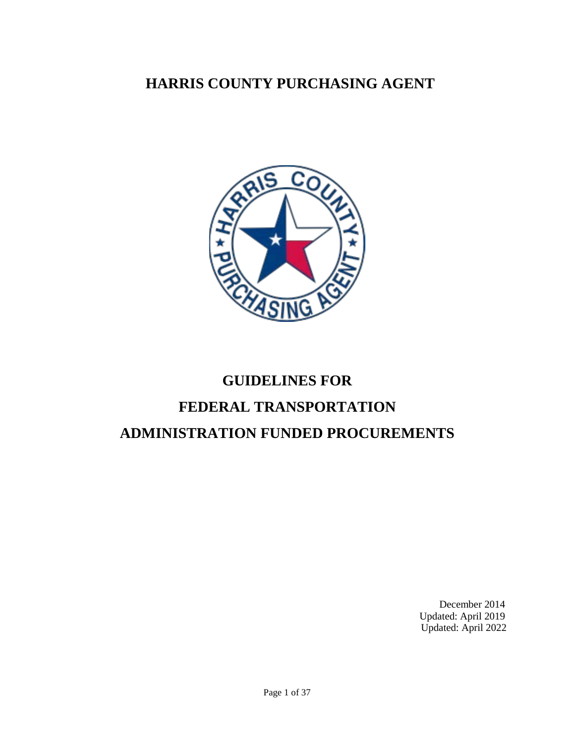# HARRIS COUNTY PURCHASING AGENT

# GUIDELINES FOR FEDERAL TRANSPORTATION ADMINISTRATION FUNDED PROCUREMENTS

December 2014
Updated: April 2019
Updated: April 2022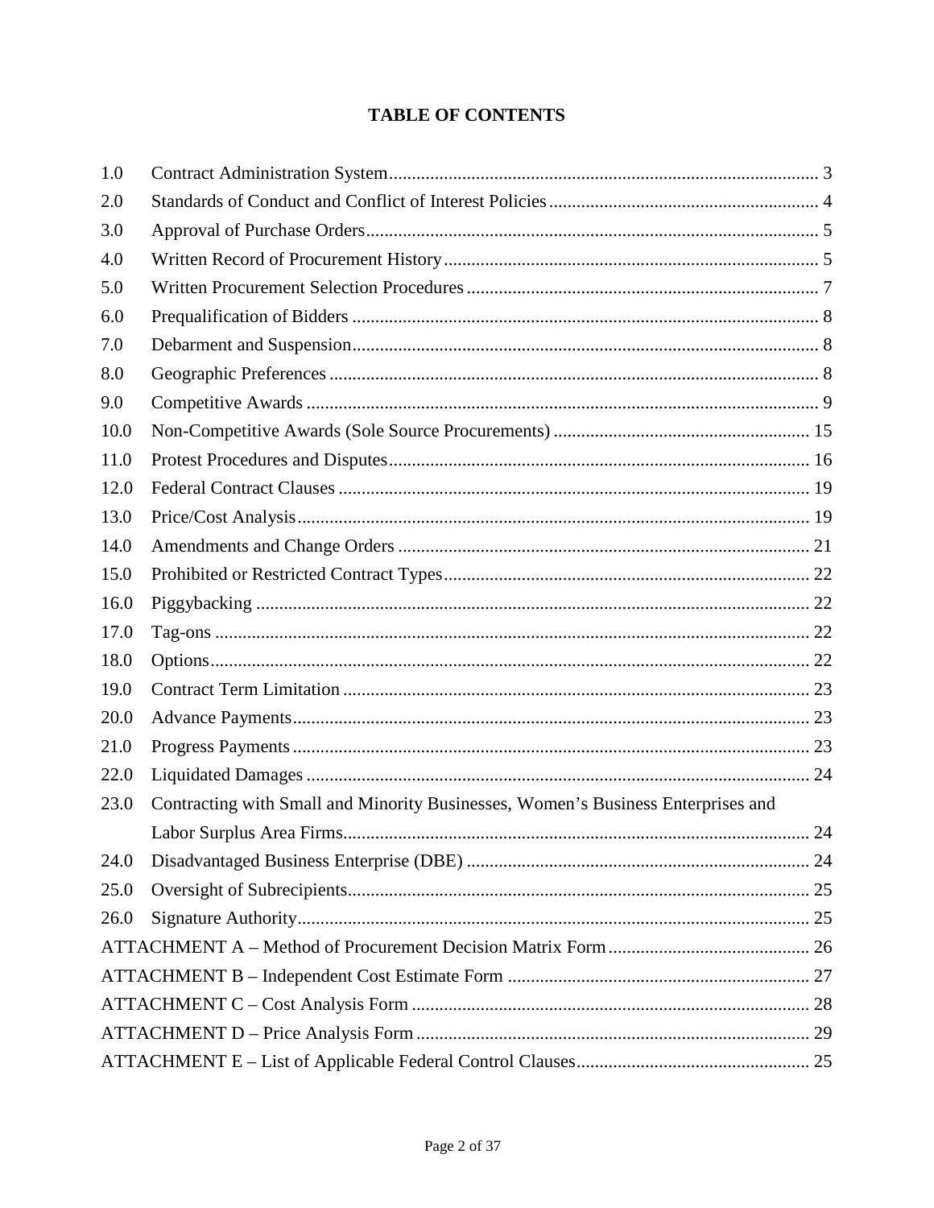# TABLE OF CONTENTS

| | | |
|---|---|---|
| 1.0 | Contract Administration System | 3 |
| 2.0 | Standards of Conduct and Conflict of Interest Policies | 4 |
| 3.0 | Approval of Purchase Orders | 5 |
| 4.0 | Written Record of Procurement History | 5 |
| 5.0 | Written Procurement Selection Procedures | 7 |
| 6.0 | Prequalification of Bidders | 8 |
| 7.0 | Debarment and Suspension | 8 |
| 8.0 | Geographic Preferences | 8 |
| 9.0 | Competitive Awards | 9 |
| 10.0 | Non-Competitive Awards (Sole Source Procurements) | 15 |
| 11.0 | Protest Procedures and Disputes | 16 |
| 12.0 | Federal Contract Clauses | 19 |
| 13.0 | Price/Cost Analysis | 19 |
| 14.0 | Amendments and Change Orders | 21 |
| 15.0 | Prohibited or Restricted Contract Types | 22 |
| 16.0 | Piggybacking | 22 |
| 17.0 | Tag-ons | 22 |
| 18.0 | Options | 22 |
| 19.0 | Contract Term Limitation | 23 |
| 20.0 | Advance Payments | 23 |
| 21.0 | Progress Payments | 23 |
| 22.0 | Liquidated Damages | 24 |
| 23.0 | Contracting with Small and Minority Businesses, Women's Business Enterprises and Labor Surplus Area Firms | 24 |
| 24.0 | Disadvantaged Business Enterprise (DBE) | 24 |
| 25.0 | Oversight of Subrecipients | 25 |
| 26.0 | Signature Authority | 25 |
| | ATTACHMENT A – Method of Procurement Decision Matrix Form | 26 |
| | ATTACHMENT B – Independent Cost Estimate Form | 27 |
| | ATTACHMENT C – Cost Analysis Form | 28 |
| | ATTACHMENT D – Price Analysis Form | 29 |
| | ATTACHMENT E – List of Applicable Federal Control Clauses | 25 |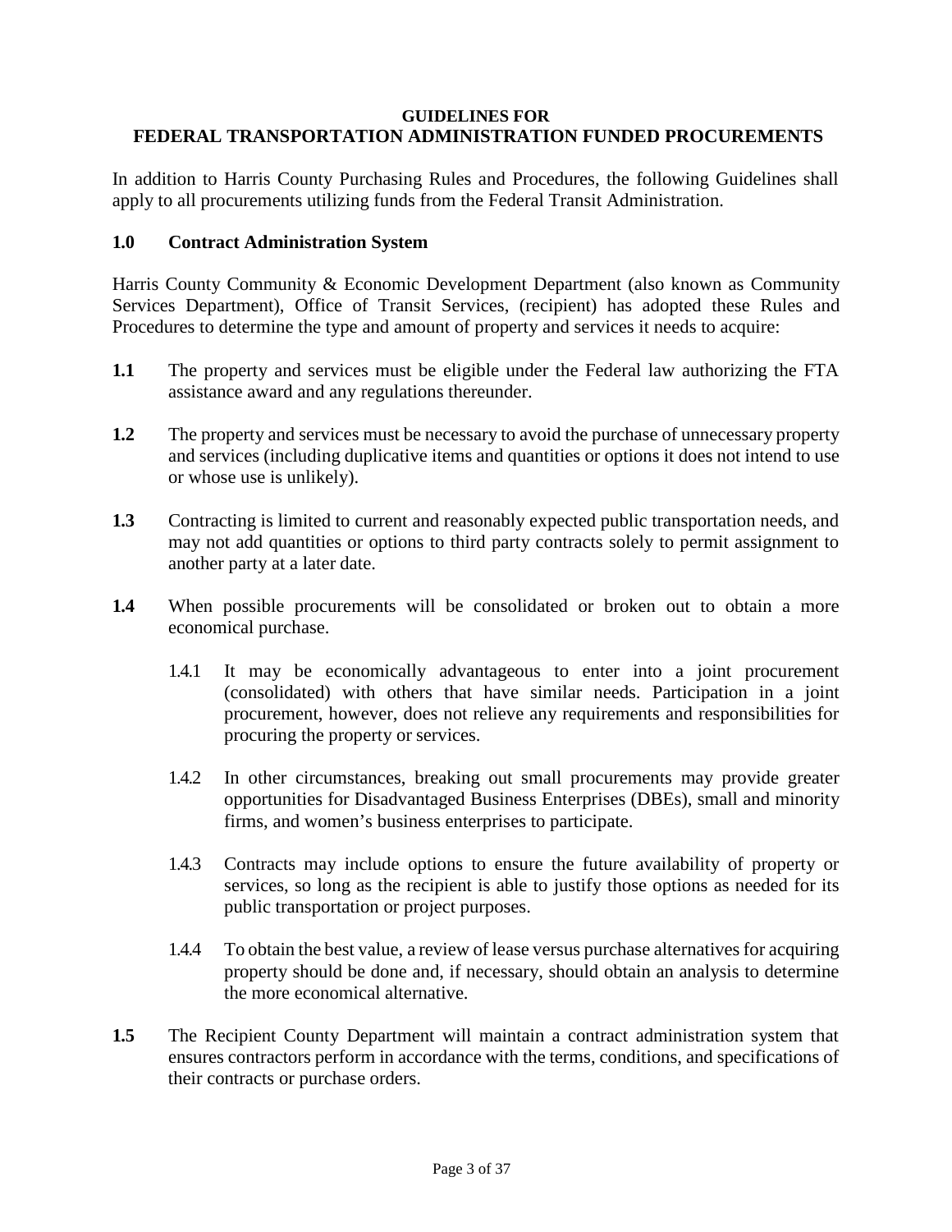**GUIDELINES FOR**
**FEDERAL TRANSPORTATION ADMINISTRATION FUNDED PROCUREMENTS**

In addition to Harris County Purchasing Rules and Procedures, the following Guidelines shall apply to all procurements utilizing funds from the Federal Transit Administration.

## 1.0 Contract Administration System

Harris County Community & Economic Development Department (also known as Community Services Department), Office of Transit Services, (recipient) has adopted these Rules and Procedures to determine the type and amount of property and services it needs to acquire:

**1.1** The property and services must be eligible under the Federal law authorizing the FTA assistance award and any regulations thereunder.

**1.2** The property and services must be necessary to avoid the purchase of unnecessary property and services (including duplicative items and quantities or options it does not intend to use or whose use is unlikely).

**1.3** Contracting is limited to current and reasonably expected public transportation needs, and may not add quantities or options to third party contracts solely to permit assignment to another party at a later date.

**1.4** When possible procurements will be consolidated or broken out to obtain a more economical purchase.

1.4.1 It may be economically advantageous to enter into a joint procurement (consolidated) with others that have similar needs. Participation in a joint procurement, however, does not relieve any requirements and responsibilities for procuring the property or services.

1.4.2 In other circumstances, breaking out small procurements may provide greater opportunities for Disadvantaged Business Enterprises (DBEs), small and minority firms, and women's business enterprises to participate.

1.4.3 Contracts may include options to ensure the future availability of property or services, so long as the recipient is able to justify those options as needed for its public transportation or project purposes.

1.4.4 To obtain the best value, a review of lease versus purchase alternatives for acquiring property should be done and, if necessary, should obtain an analysis to determine the more economical alternative.

**1.5** The Recipient County Department will maintain a contract administration system that ensures contractors perform in accordance with the terms, conditions, and specifications of their contracts or purchase orders.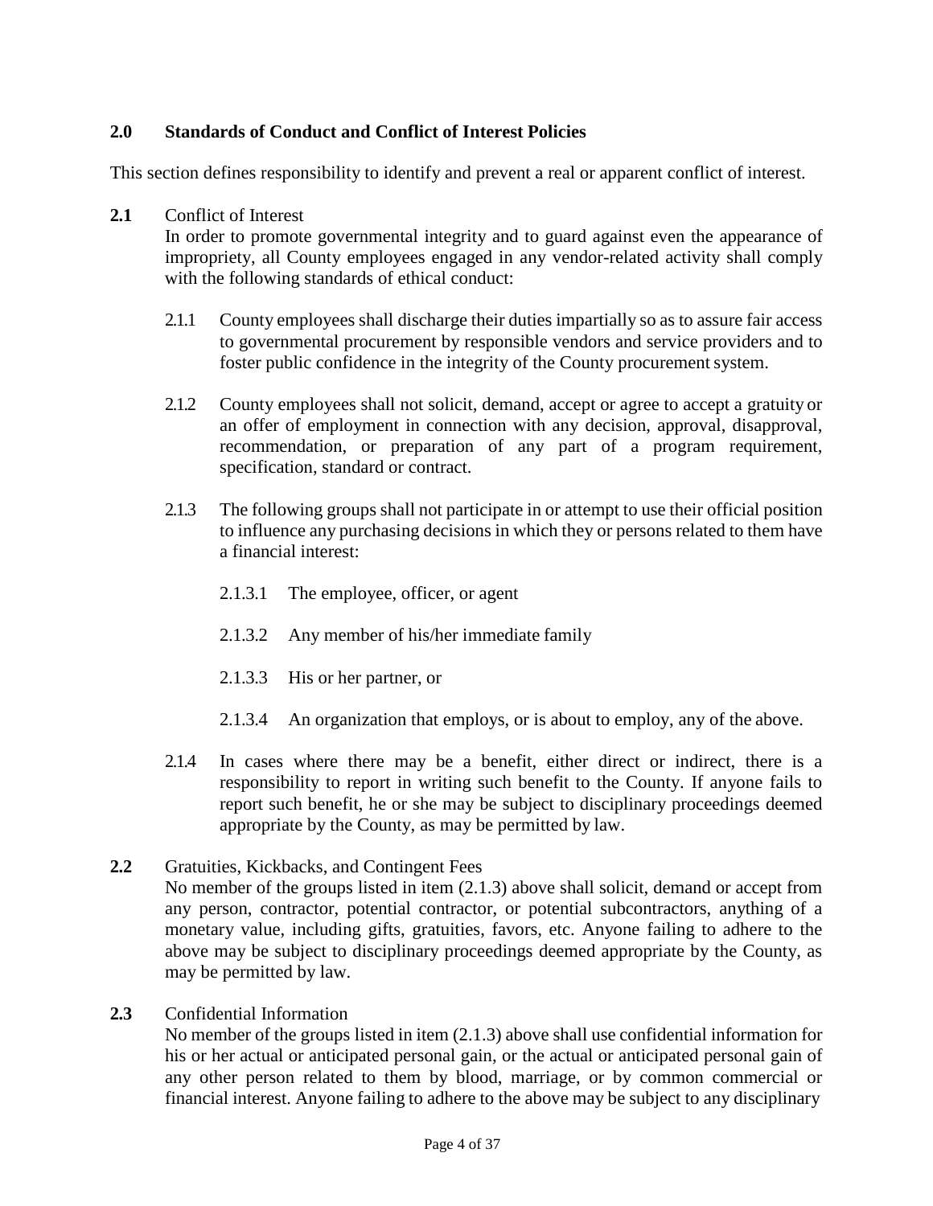## 2.0 Standards of Conduct and Conflict of Interest Policies

This section defines responsibility to identify and prevent a real or apparent conflict of interest.

**2.1** Conflict of Interest

In order to promote governmental integrity and to guard against even the appearance of impropriety, all County employees engaged in any vendor-related activity shall comply with the following standards of ethical conduct:

2.1.1 County employees shall discharge their duties impartially so as to assure fair access to governmental procurement by responsible vendors and service providers and to foster public confidence in the integrity of the County procurement system.

2.1.2 County employees shall not solicit, demand, accept or agree to accept a gratuity or an offer of employment in connection with any decision, approval, disapproval, recommendation, or preparation of any part of a program requirement, specification, standard or contract.

2.1.3 The following groups shall not participate in or attempt to use their official position to influence any purchasing decisions in which they or persons related to them have a financial interest:

2.1.3.1 The employee, officer, or agent

2.1.3.2 Any member of his/her immediate family

2.1.3.3 His or her partner, or

2.1.3.4 An organization that employs, or is about to employ, any of the above.

2.1.4 In cases where there may be a benefit, either direct or indirect, there is a responsibility to report in writing such benefit to the County. If anyone fails to report such benefit, he or she may be subject to disciplinary proceedings deemed appropriate by the County, as may be permitted by law.

**2.2** Gratuities, Kickbacks, and Contingent Fees

No member of the groups listed in item (2.1.3) above shall solicit, demand or accept from any person, contractor, potential contractor, or potential subcontractors, anything of a monetary value, including gifts, gratuities, favors, etc. Anyone failing to adhere to the above may be subject to disciplinary proceedings deemed appropriate by the County, as may be permitted by law.

**2.3** Confidential Information

No member of the groups listed in item (2.1.3) above shall use confidential information for his or her actual or anticipated personal gain, or the actual or anticipated personal gain of any other person related to them by blood, marriage, or by common commercial or financial interest. Anyone failing to adhere to the above may be subject to any disciplinary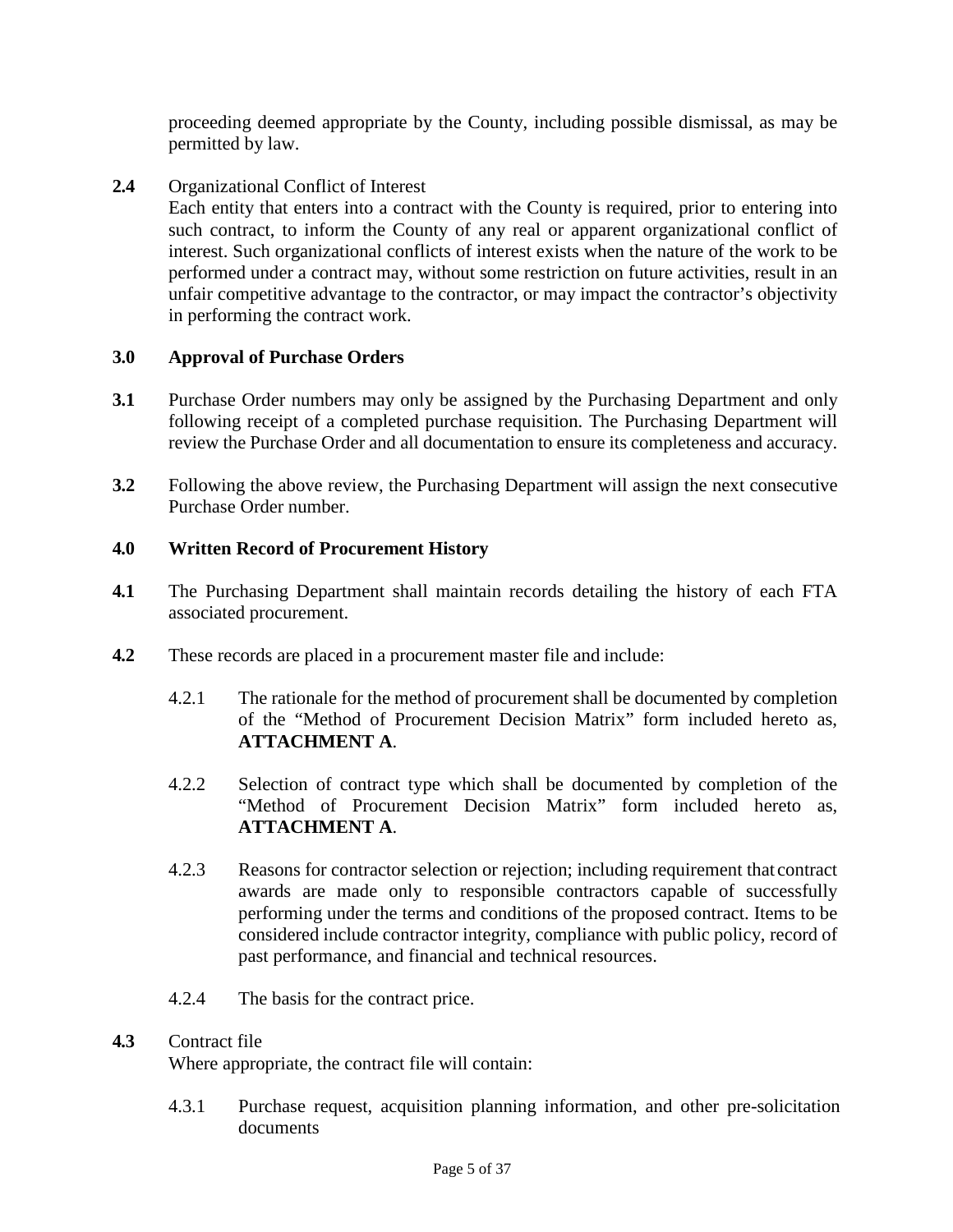proceeding deemed appropriate by the County, including possible dismissal, as may be permitted by law.

**2.4** Organizational Conflict of Interest

Each entity that enters into a contract with the County is required, prior to entering into such contract, to inform the County of any real or apparent organizational conflict of interest. Such organizational conflicts of interest exists when the nature of the work to be performed under a contract may, without some restriction on future activities, result in an unfair competitive advantage to the contractor, or may impact the contractor's objectivity in performing the contract work.

## 3.0 Approval of Purchase Orders

**3.1** Purchase Order numbers may only be assigned by the Purchasing Department and only following receipt of a completed purchase requisition. The Purchasing Department will review the Purchase Order and all documentation to ensure its completeness and accuracy.

**3.2** Following the above review, the Purchasing Department will assign the next consecutive Purchase Order number.

## 4.0 Written Record of Procurement History

**4.1** The Purchasing Department shall maintain records detailing the history of each FTA associated procurement.

**4.2** These records are placed in a procurement master file and include:

4.2.1 The rationale for the method of procurement shall be documented by completion of the "Method of Procurement Decision Matrix" form included hereto as, **ATTACHMENT A**.

4.2.2 Selection of contract type which shall be documented by completion of the "Method of Procurement Decision Matrix" form included hereto as, **ATTACHMENT A**.

4.2.3 Reasons for contractor selection or rejection; including requirement that contract awards are made only to responsible contractors capable of successfully performing under the terms and conditions of the proposed contract. Items to be considered include contractor integrity, compliance with public policy, record of past performance, and financial and technical resources.

4.2.4 The basis for the contract price.

**4.3** Contract file

Where appropriate, the contract file will contain:

4.3.1 Purchase request, acquisition planning information, and other pre-solicitation documents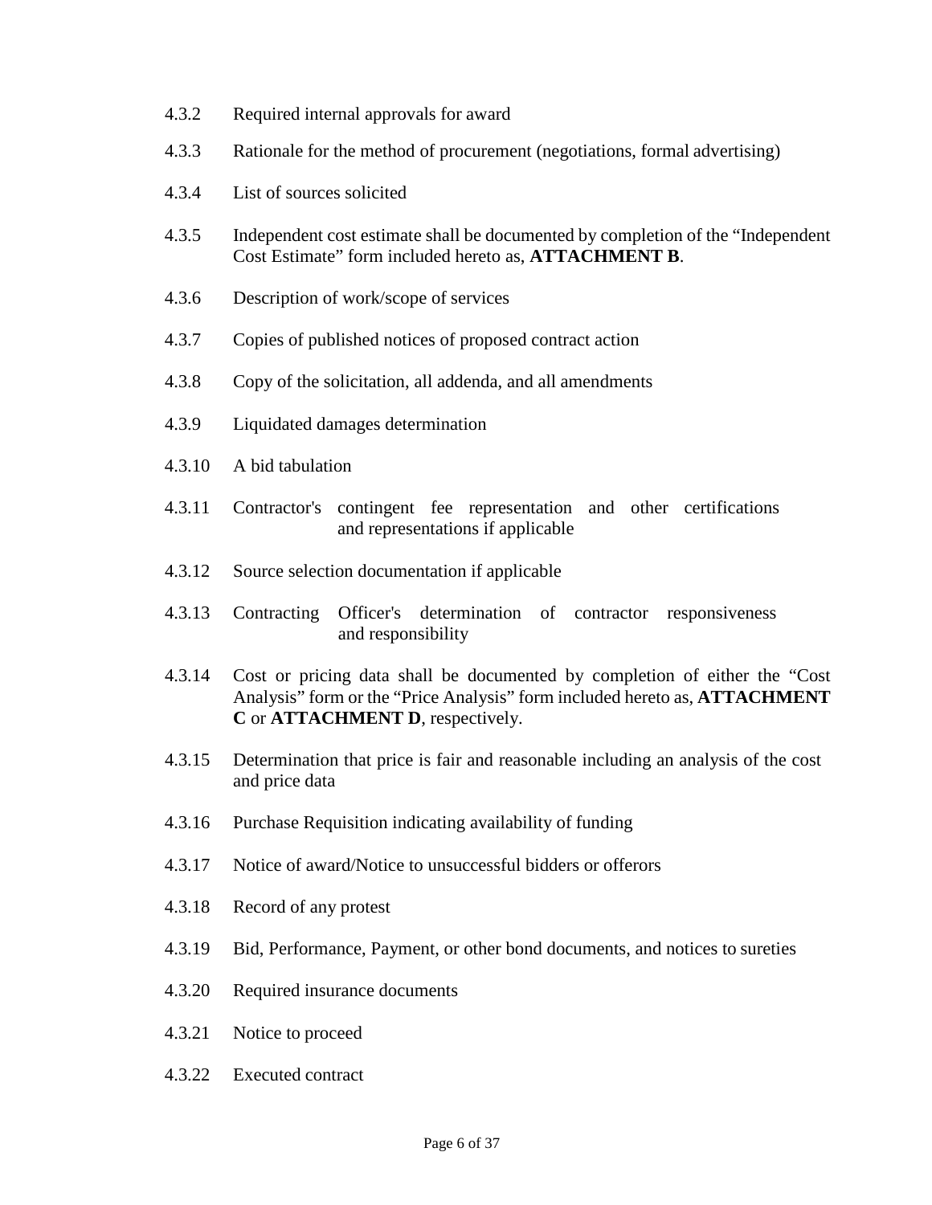4.3.2 Required internal approvals for award

4.3.3 Rationale for the method of procurement (negotiations, formal advertising)

4.3.4 List of sources solicited

4.3.5 Independent cost estimate shall be documented by completion of the "Independent Cost Estimate" form included hereto as, **ATTACHMENT B**.

4.3.6 Description of work/scope of services

4.3.7 Copies of published notices of proposed contract action

4.3.8 Copy of the solicitation, all addenda, and all amendments

4.3.9 Liquidated damages determination

4.3.10 A bid tabulation

4.3.11 Contractor's contingent fee representation and other certifications and representations if applicable

4.3.12 Source selection documentation if applicable

4.3.13 Contracting Officer's determination of contractor responsiveness and responsibility

4.3.14 Cost or pricing data shall be documented by completion of either the "Cost Analysis" form or the "Price Analysis" form included hereto as, **ATTACHMENT C** or **ATTACHMENT D**, respectively.

4.3.15 Determination that price is fair and reasonable including an analysis of the cost and price data

4.3.16 Purchase Requisition indicating availability of funding

4.3.17 Notice of award/Notice to unsuccessful bidders or offerors

4.3.18 Record of any protest

4.3.19 Bid, Performance, Payment, or other bond documents, and notices to sureties

4.3.20 Required insurance documents

4.3.21 Notice to proceed

4.3.22 Executed contract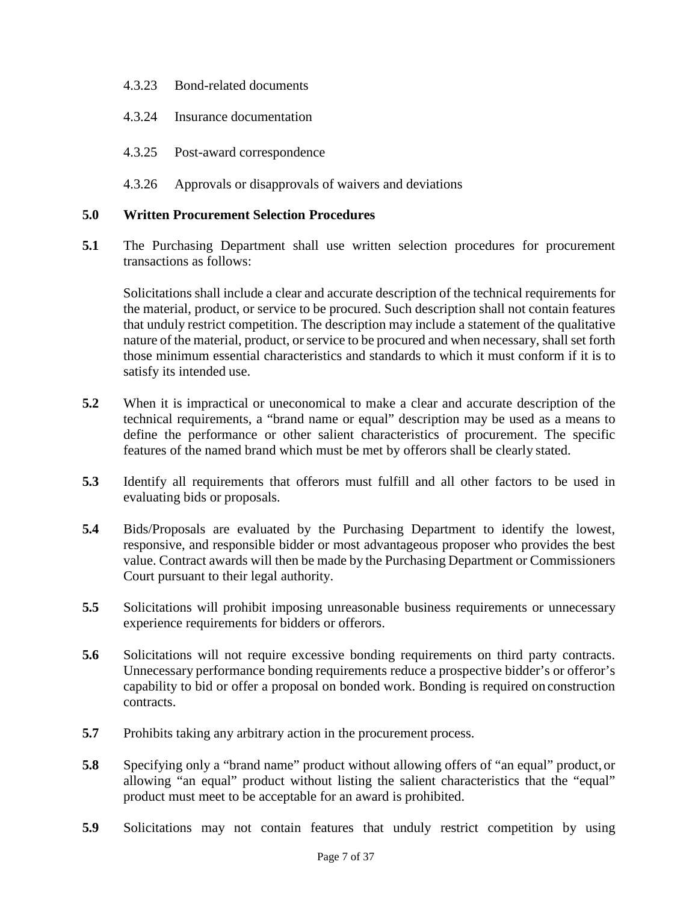4.3.23 Bond-related documents

4.3.24 Insurance documentation

4.3.25 Post-award correspondence

4.3.26 Approvals or disapprovals of waivers and deviations

## 5.0 Written Procurement Selection Procedures

**5.1** The Purchasing Department shall use written selection procedures for procurement transactions as follows:

Solicitations shall include a clear and accurate description of the technical requirements for the material, product, or service to be procured. Such description shall not contain features that unduly restrict competition. The description may include a statement of the qualitative nature of the material, product, or service to be procured and when necessary, shall set forth those minimum essential characteristics and standards to which it must conform if it is to satisfy its intended use.

**5.2** When it is impractical or uneconomical to make a clear and accurate description of the technical requirements, a "brand name or equal" description may be used as a means to define the performance or other salient characteristics of procurement. The specific features of the named brand which must be met by offerors shall be clearly stated.

**5.3** Identify all requirements that offerors must fulfill and all other factors to be used in evaluating bids or proposals.

**5.4** Bids/Proposals are evaluated by the Purchasing Department to identify the lowest, responsive, and responsible bidder or most advantageous proposer who provides the best value. Contract awards will then be made by the Purchasing Department or Commissioners Court pursuant to their legal authority.

**5.5** Solicitations will prohibit imposing unreasonable business requirements or unnecessary experience requirements for bidders or offerors.

**5.6** Solicitations will not require excessive bonding requirements on third party contracts. Unnecessary performance bonding requirements reduce a prospective bidder's or offeror's capability to bid or offer a proposal on bonded work. Bonding is required on construction contracts.

**5.7** Prohibits taking any arbitrary action in the procurement process.

**5.8** Specifying only a "brand name" product without allowing offers of "an equal" product, or allowing "an equal" product without listing the salient characteristics that the "equal" product must meet to be acceptable for an award is prohibited.

**5.9** Solicitations may not contain features that unduly restrict competition by using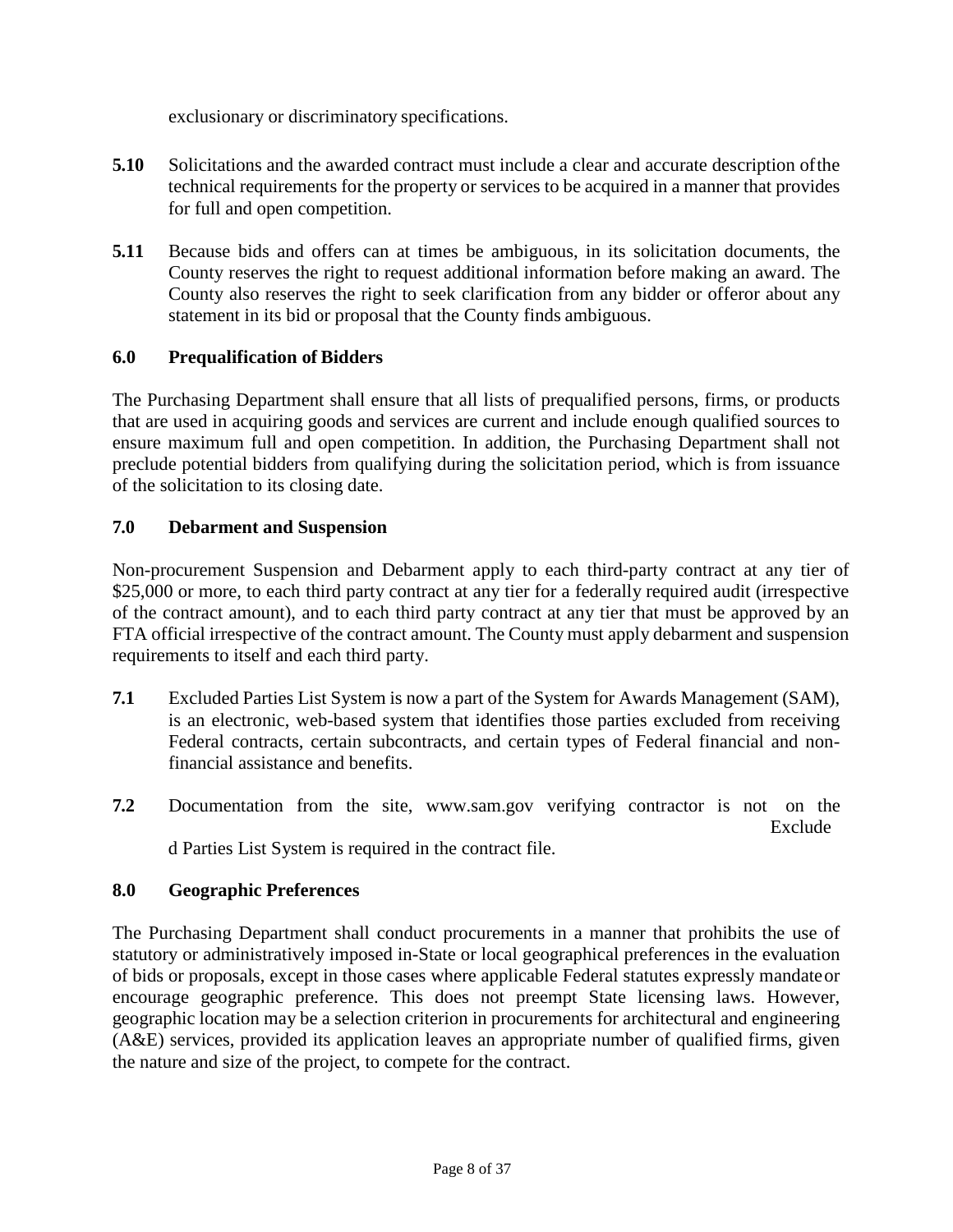exclusionary or discriminatory specifications.

**5.10** Solicitations and the awarded contract must include a clear and accurate description of the technical requirements for the property or services to be acquired in a manner that provides for full and open competition.

**5.11** Because bids and offers can at times be ambiguous, in its solicitation documents, the County reserves the right to request additional information before making an award. The County also reserves the right to seek clarification from any bidder or offeror about any statement in its bid or proposal that the County finds ambiguous.

### 6.0 Prequalification of Bidders

The Purchasing Department shall ensure that all lists of prequalified persons, firms, or products that are used in acquiring goods and services are current and include enough qualified sources to ensure maximum full and open competition. In addition, the Purchasing Department shall not preclude potential bidders from qualifying during the solicitation period, which is from issuance of the solicitation to its closing date.

### 7.0 Debarment and Suspension

Non-procurement Suspension and Debarment apply to each third-party contract at any tier of $25,000 or more, to each third party contract at any tier for a federally required audit (irrespective of the contract amount), and to each third party contract at any tier that must be approved by an FTA official irrespective of the contract amount. The County must apply debarment and suspension requirements to itself and each third party.

**7.1** Excluded Parties List System is now a part of the System for Awards Management (SAM), is an electronic, web-based system that identifies those parties excluded from receiving Federal contracts, certain subcontracts, and certain types of Federal financial and non-financial assistance and benefits.

**7.2** Documentation from the site, www.sam.gov verifying contractor is not on the Excluded Parties List System is required in the contract file.

### 8.0 Geographic Preferences

The Purchasing Department shall conduct procurements in a manner that prohibits the use of statutory or administratively imposed in-State or local geographical preferences in the evaluation of bids or proposals, except in those cases where applicable Federal statutes expressly mandate or encourage geographic preference. This does not preempt State licensing laws. However, geographic location may be a selection criterion in procurements for architectural and engineering (A&E) services, provided its application leaves an appropriate number of qualified firms, given the nature and size of the project, to compete for the contract.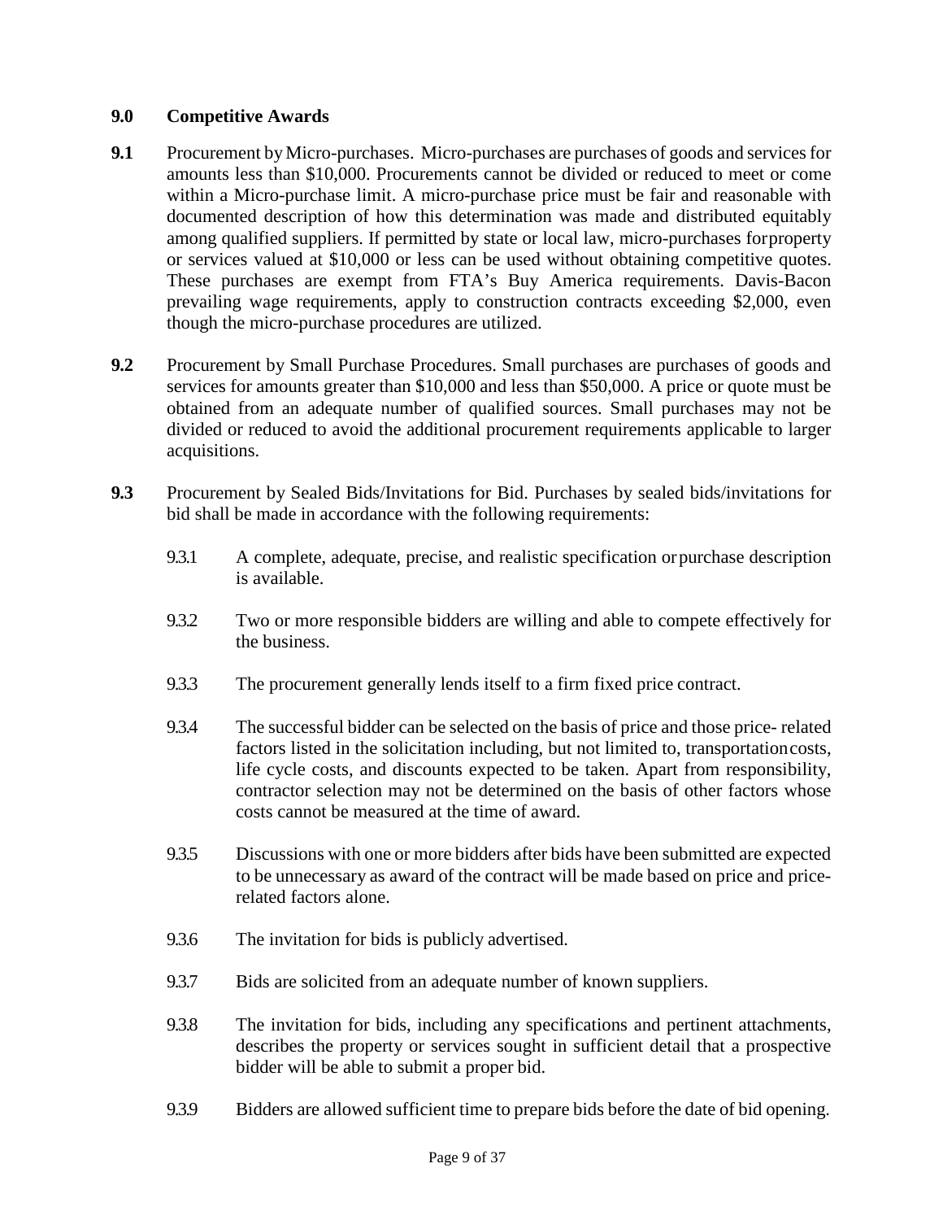## 9.0 Competitive Awards

**9.1** Procurement by Micro-purchases. Micro-purchases are purchases of goods and services for amounts less than $10,000. Procurements cannot be divided or reduced to meet or come within a Micro-purchase limit. A micro-purchase price must be fair and reasonable with documented description of how this determination was made and distributed equitably among qualified suppliers. If permitted by state or local law, micro-purchases for property or services valued at $10,000 or less can be used without obtaining competitive quotes. These purchases are exempt from FTA's Buy America requirements. Davis-Bacon prevailing wage requirements, apply to construction contracts exceeding $2,000, even though the micro-purchase procedures are utilized.

**9.2** Procurement by Small Purchase Procedures. Small purchases are purchases of goods and services for amounts greater than $10,000 and less than $50,000. A price or quote must be obtained from an adequate number of qualified sources. Small purchases may not be divided or reduced to avoid the additional procurement requirements applicable to larger acquisitions.

**9.3** Procurement by Sealed Bids/Invitations for Bid. Purchases by sealed bids/invitations for bid shall be made in accordance with the following requirements:

9.3.1 A complete, adequate, precise, and realistic specification or purchase description is available.

9.3.2 Two or more responsible bidders are willing and able to compete effectively for the business.

9.3.3 The procurement generally lends itself to a firm fixed price contract.

9.3.4 The successful bidder can be selected on the basis of price and those price- related factors listed in the solicitation including, but not limited to, transportation costs, life cycle costs, and discounts expected to be taken. Apart from responsibility, contractor selection may not be determined on the basis of other factors whose costs cannot be measured at the time of award.

9.3.5 Discussions with one or more bidders after bids have been submitted are expected to be unnecessary as award of the contract will be made based on price and price-related factors alone.

9.3.6 The invitation for bids is publicly advertised.

9.3.7 Bids are solicited from an adequate number of known suppliers.

9.3.8 The invitation for bids, including any specifications and pertinent attachments, describes the property or services sought in sufficient detail that a prospective bidder will be able to submit a proper bid.

9.3.9 Bidders are allowed sufficient time to prepare bids before the date of bid opening.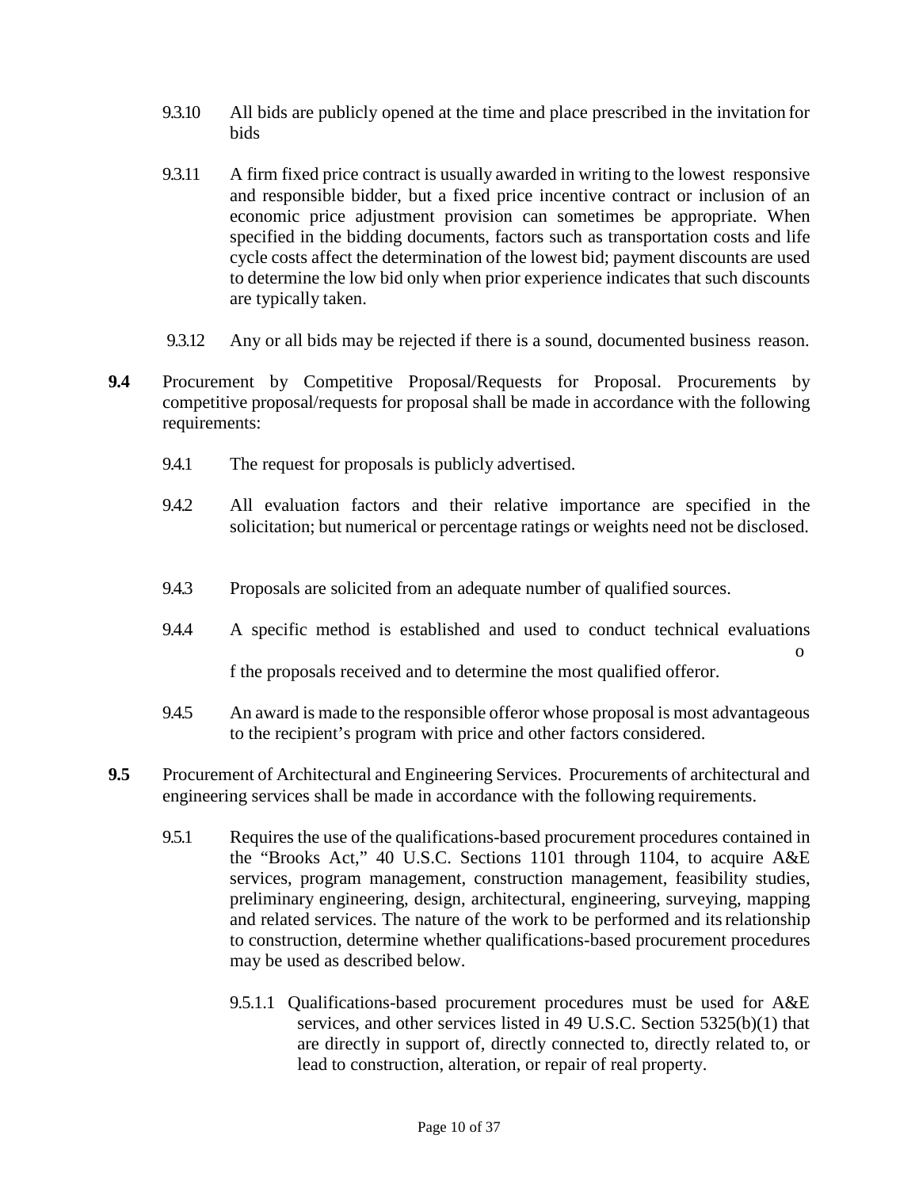9.3.10 All bids are publicly opened at the time and place prescribed in the invitation for bids

9.3.11 A firm fixed price contract is usually awarded in writing to the lowest responsive and responsible bidder, but a fixed price incentive contract or inclusion of an economic price adjustment provision can sometimes be appropriate. When specified in the bidding documents, factors such as transportation costs and life cycle costs affect the determination of the lowest bid; payment discounts are used to determine the low bid only when prior experience indicates that such discounts are typically taken.

9.3.12 Any or all bids may be rejected if there is a sound, documented business reason.

**9.4** Procurement by Competitive Proposal/Requests for Proposal. Procurements by competitive proposal/requests for proposal shall be made in accordance with the following requirements:

9.4.1 The request for proposals is publicly advertised.

9.4.2 All evaluation factors and their relative importance are specified in the solicitation; but numerical or percentage ratings or weights need not be disclosed.

9.4.3 Proposals are solicited from an adequate number of qualified sources.

9.4.4 A specific method is established and used to conduct technical evaluations of the proposals received and to determine the most qualified offeror.

9.4.5 An award is made to the responsible offeror whose proposal is most advantageous to the recipient's program with price and other factors considered.

**9.5** Procurement of Architectural and Engineering Services. Procurements of architectural and engineering services shall be made in accordance with the following requirements.

9.5.1 Requires the use of the qualifications-based procurement procedures contained in the "Brooks Act," 40 U.S.C. Sections 1101 through 1104, to acquire A&E services, program management, construction management, feasibility studies, preliminary engineering, design, architectural, engineering, surveying, mapping and related services. The nature of the work to be performed and its relationship to construction, determine whether qualifications-based procurement procedures may be used as described below.

9.5.1.1 Qualifications-based procurement procedures must be used for A&E services, and other services listed in 49 U.S.C. Section 5325(b)(1) that are directly in support of, directly connected to, directly related to, or lead to construction, alteration, or repair of real property.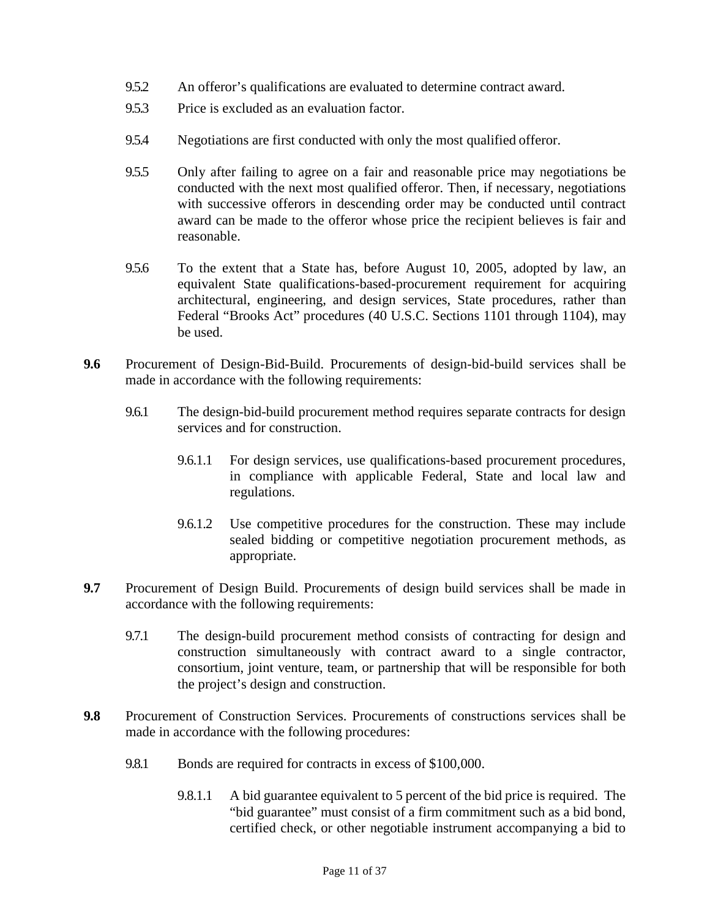9.5.2 An offeror's qualifications are evaluated to determine contract award.

9.5.3 Price is excluded as an evaluation factor.

9.5.4 Negotiations are first conducted with only the most qualified offeror.

9.5.5 Only after failing to agree on a fair and reasonable price may negotiations be conducted with the next most qualified offeror. Then, if necessary, negotiations with successive offerors in descending order may be conducted until contract award can be made to the offeror whose price the recipient believes is fair and reasonable.

9.5.6 To the extent that a State has, before August 10, 2005, adopted by law, an equivalent State qualifications-based-procurement requirement for acquiring architectural, engineering, and design services, State procedures, rather than Federal "Brooks Act" procedures (40 U.S.C. Sections 1101 through 1104), may be used.

**9.6** Procurement of Design-Bid-Build. Procurements of design-bid-build services shall be made in accordance with the following requirements:

9.6.1 The design-bid-build procurement method requires separate contracts for design services and for construction.

9.6.1.1 For design services, use qualifications-based procurement procedures, in compliance with applicable Federal, State and local law and regulations.

9.6.1.2 Use competitive procedures for the construction. These may include sealed bidding or competitive negotiation procurement methods, as appropriate.

**9.7** Procurement of Design Build. Procurements of design build services shall be made in accordance with the following requirements:

9.7.1 The design-build procurement method consists of contracting for design and construction simultaneously with contract award to a single contractor, consortium, joint venture, team, or partnership that will be responsible for both the project's design and construction.

**9.8** Procurement of Construction Services. Procurements of constructions services shall be made in accordance with the following procedures:

9.8.1 Bonds are required for contracts in excess of $100,000.

9.8.1.1 A bid guarantee equivalent to 5 percent of the bid price is required. The "bid guarantee" must consist of a firm commitment such as a bid bond, certified check, or other negotiable instrument accompanying a bid to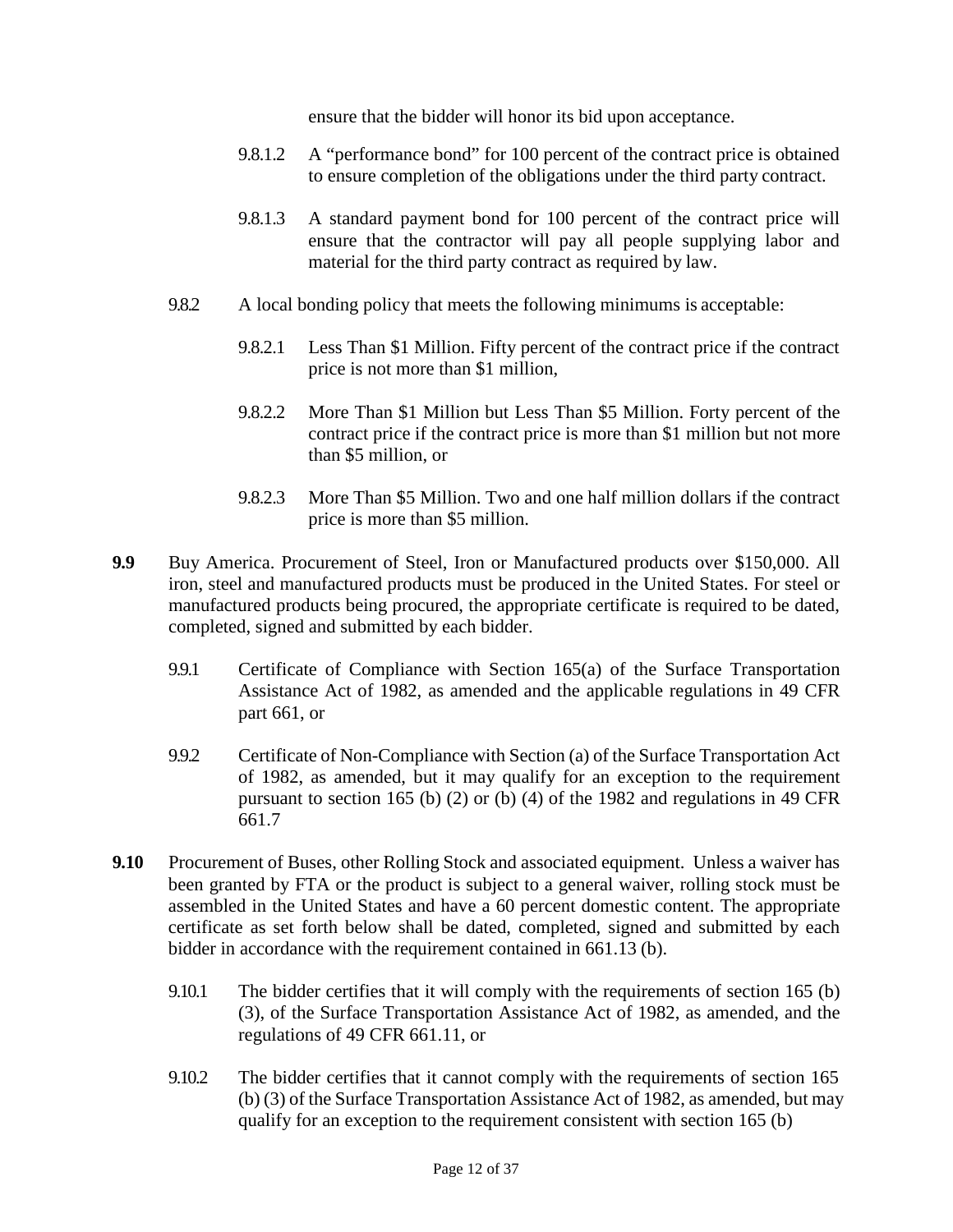ensure that the bidder will honor its bid upon acceptance.

9.8.1.2 A "performance bond" for 100 percent of the contract price is obtained to ensure completion of the obligations under the third party contract.

9.8.1.3 A standard payment bond for 100 percent of the contract price will ensure that the contractor will pay all people supplying labor and material for the third party contract as required by law.

9.8.2 A local bonding policy that meets the following minimums is acceptable:

9.8.2.1 Less Than $1 Million. Fifty percent of the contract price if the contract price is not more than $1 million,

9.8.2.2 More Than $1 Million but Less Than $5 Million. Forty percent of the contract price if the contract price is more than $1 million but not more than $5 million, or

9.8.2.3 More Than $5 Million. Two and one half million dollars if the contract price is more than $5 million.

**9.9** Buy America. Procurement of Steel, Iron or Manufactured products over $150,000. All iron, steel and manufactured products must be produced in the United States. For steel or manufactured products being procured, the appropriate certificate is required to be dated, completed, signed and submitted by each bidder.

9.9.1 Certificate of Compliance with Section 165(a) of the Surface Transportation Assistance Act of 1982, as amended and the applicable regulations in 49 CFR part 661, or

9.9.2 Certificate of Non-Compliance with Section (a) of the Surface Transportation Act of 1982, as amended, but it may qualify for an exception to the requirement pursuant to section 165 (b) (2) or (b) (4) of the 1982 and regulations in 49 CFR 661.7

**9.10** Procurement of Buses, other Rolling Stock and associated equipment. Unless a waiver has been granted by FTA or the product is subject to a general waiver, rolling stock must be assembled in the United States and have a 60 percent domestic content. The appropriate certificate as set forth below shall be dated, completed, signed and submitted by each bidder in accordance with the requirement contained in 661.13 (b).

9.10.1 The bidder certifies that it will comply with the requirements of section 165 (b) (3), of the Surface Transportation Assistance Act of 1982, as amended, and the regulations of 49 CFR 661.11, or

9.10.2 The bidder certifies that it cannot comply with the requirements of section 165 (b) (3) of the Surface Transportation Assistance Act of 1982, as amended, but may qualify for an exception to the requirement consistent with section 165 (b)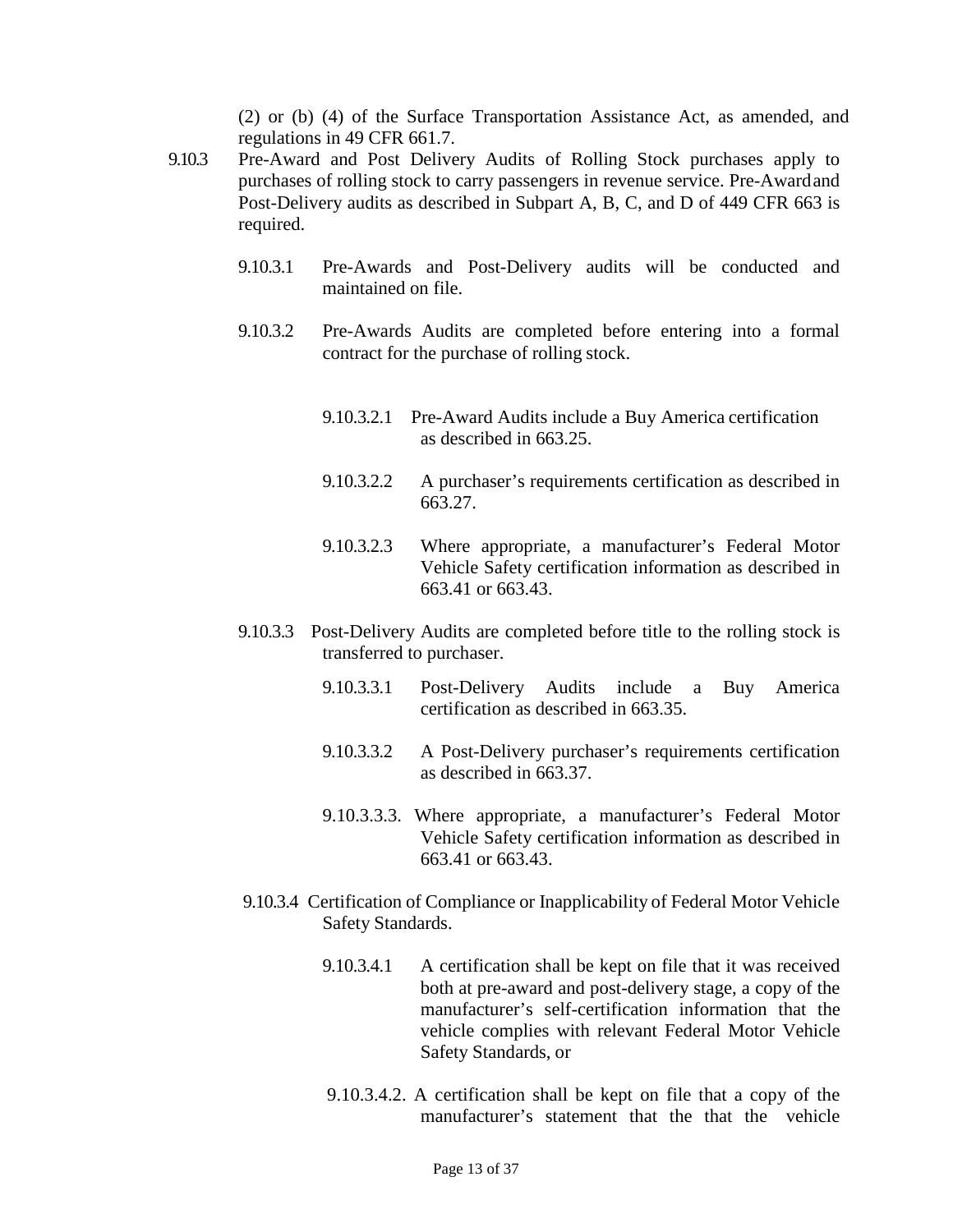(2) or (b) (4) of the Surface Transportation Assistance Act, as amended, and regulations in 49 CFR 661.7.

9.10.3 Pre-Award and Post Delivery Audits of Rolling Stock purchases apply to purchases of rolling stock to carry passengers in revenue service. Pre-Award and Post-Delivery audits as described in Subpart A, B, C, and D of 449 CFR 663 is required.

9.10.3.1 Pre-Awards and Post-Delivery audits will be conducted and maintained on file.

9.10.3.2 Pre-Awards Audits are completed before entering into a formal contract for the purchase of rolling stock.

9.10.3.2.1 Pre-Award Audits include a Buy America certification as described in 663.25.

9.10.3.2.2 A purchaser's requirements certification as described in 663.27.

9.10.3.2.3 Where appropriate, a manufacturer's Federal Motor Vehicle Safety certification information as described in 663.41 or 663.43.

9.10.3.3 Post-Delivery Audits are completed before title to the rolling stock is transferred to purchaser.

9.10.3.3.1 Post-Delivery Audits include a Buy America certification as described in 663.35.

9.10.3.3.2 A Post-Delivery purchaser's requirements certification as described in 663.37.

9.10.3.3.3. Where appropriate, a manufacturer's Federal Motor Vehicle Safety certification information as described in 663.41 or 663.43.

9.10.3.4 Certification of Compliance or Inapplicability of Federal Motor Vehicle Safety Standards.

9.10.3.4.1 A certification shall be kept on file that it was received both at pre-award and post-delivery stage, a copy of the manufacturer's self-certification information that the vehicle complies with relevant Federal Motor Vehicle Safety Standards, or

9.10.3.4.2. A certification shall be kept on file that a copy of the manufacturer's statement that the that the vehicle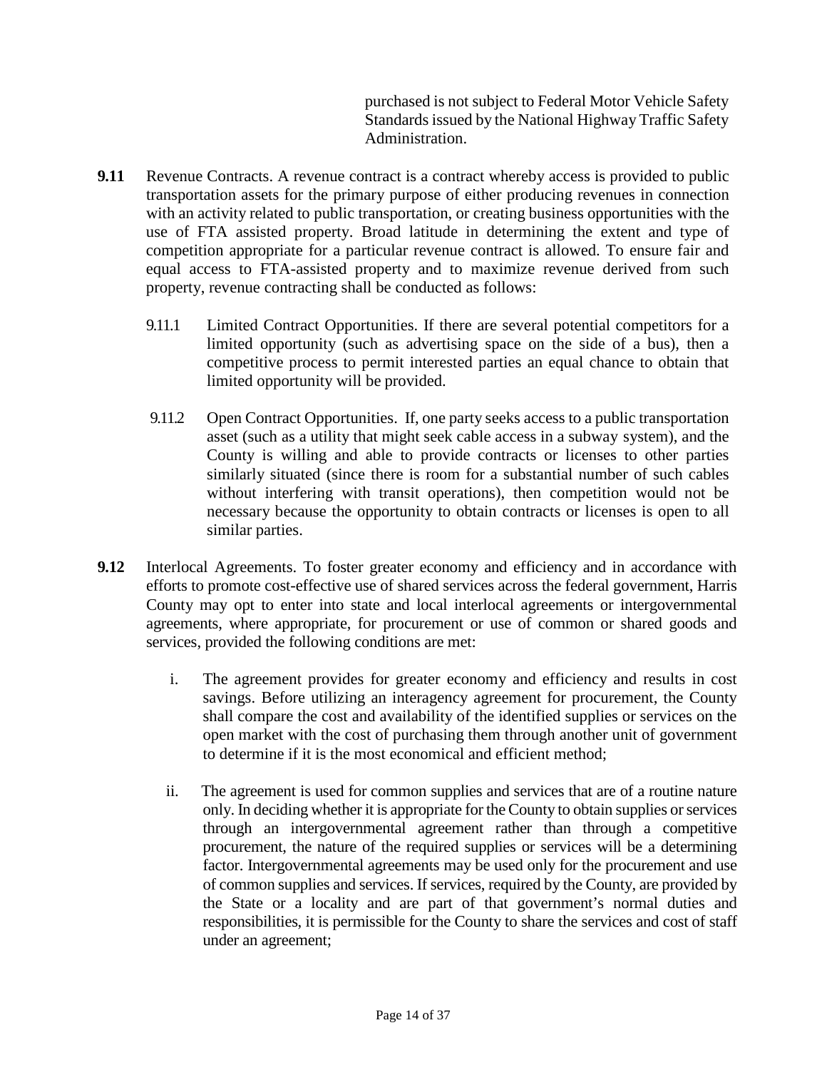purchased is not subject to Federal Motor Vehicle Safety Standards issued by the National Highway Traffic Safety Administration.

**9.11** Revenue Contracts. A revenue contract is a contract whereby access is provided to public transportation assets for the primary purpose of either producing revenues in connection with an activity related to public transportation, or creating business opportunities with the use of FTA assisted property. Broad latitude in determining the extent and type of competition appropriate for a particular revenue contract is allowed. To ensure fair and equal access to FTA-assisted property and to maximize revenue derived from such property, revenue contracting shall be conducted as follows:

9.11.1 Limited Contract Opportunities. If there are several potential competitors for a limited opportunity (such as advertising space on the side of a bus), then a competitive process to permit interested parties an equal chance to obtain that limited opportunity will be provided.

9.11.2 Open Contract Opportunities. If, one party seeks access to a public transportation asset (such as a utility that might seek cable access in a subway system), and the County is willing and able to provide contracts or licenses to other parties similarly situated (since there is room for a substantial number of such cables without interfering with transit operations), then competition would not be necessary because the opportunity to obtain contracts or licenses is open to all similar parties.

**9.12** Interlocal Agreements. To foster greater economy and efficiency and in accordance with efforts to promote cost-effective use of shared services across the federal government, Harris County may opt to enter into state and local interlocal agreements or intergovernmental agreements, where appropriate, for procurement or use of common or shared goods and services, provided the following conditions are met:

i. The agreement provides for greater economy and efficiency and results in cost savings. Before utilizing an interagency agreement for procurement, the County shall compare the cost and availability of the identified supplies or services on the open market with the cost of purchasing them through another unit of government to determine if it is the most economical and efficient method;

ii. The agreement is used for common supplies and services that are of a routine nature only. In deciding whether it is appropriate for the County to obtain supplies or services through an intergovernmental agreement rather than through a competitive procurement, the nature of the required supplies or services will be a determining factor. Intergovernmental agreements may be used only for the procurement and use of common supplies and services. If services, required by the County, are provided by the State or a locality and are part of that government's normal duties and responsibilities, it is permissible for the County to share the services and cost of staff under an agreement;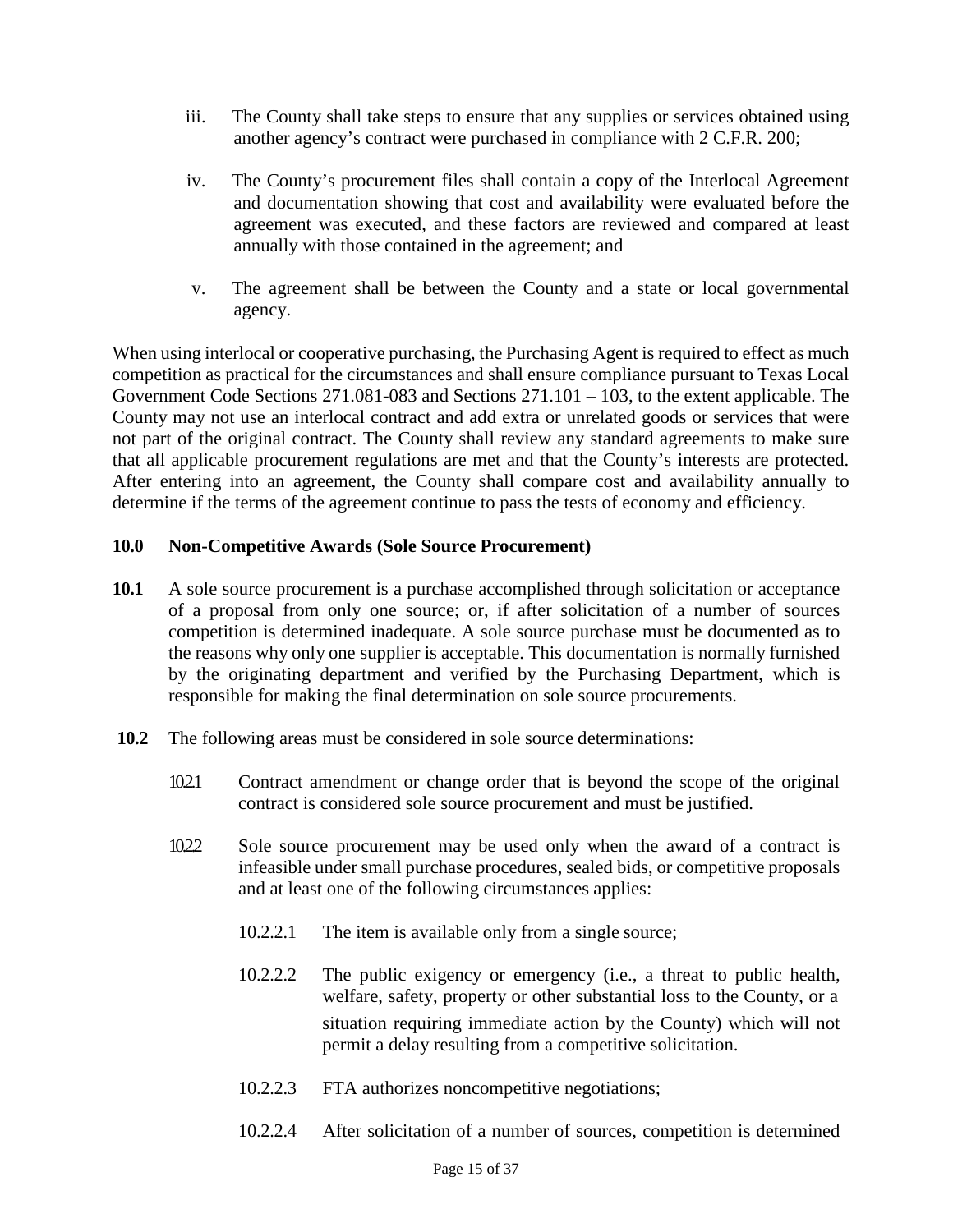iii. The County shall take steps to ensure that any supplies or services obtained using another agency's contract were purchased in compliance with 2 C.F.R. 200;

iv. The County's procurement files shall contain a copy of the Interlocal Agreement and documentation showing that cost and availability were evaluated before the agreement was executed, and these factors are reviewed and compared at least annually with those contained in the agreement; and

v. The agreement shall be between the County and a state or local governmental agency.

When using interlocal or cooperative purchasing, the Purchasing Agent is required to effect as much competition as practical for the circumstances and shall ensure compliance pursuant to Texas Local Government Code Sections 271.081-083 and Sections 271.101 – 103, to the extent applicable. The County may not use an interlocal contract and add extra or unrelated goods or services that were not part of the original contract. The County shall review any standard agreements to make sure that all applicable procurement regulations are met and that the County's interests are protected. After entering into an agreement, the County shall compare cost and availability annually to determine if the terms of the agreement continue to pass the tests of economy and efficiency.

**10.0 Non-Competitive Awards (Sole Source Procurement)**

**10.1** A sole source procurement is a purchase accomplished through solicitation or acceptance of a proposal from only one source; or, if after solicitation of a number of sources competition is determined inadequate. A sole source purchase must be documented as to the reasons why only one supplier is acceptable. This documentation is normally furnished by the originating department and verified by the Purchasing Department, which is responsible for making the final determination on sole source procurements.

**10.2** The following areas must be considered in sole source determinations:

10.2.1 Contract amendment or change order that is beyond the scope of the original contract is considered sole source procurement and must be justified.

10.2.2 Sole source procurement may be used only when the award of a contract is infeasible under small purchase procedures, sealed bids, or competitive proposals and at least one of the following circumstances applies:

10.2.2.1 The item is available only from a single source;

10.2.2.2 The public exigency or emergency (i.e., a threat to public health, welfare, safety, property or other substantial loss to the County, or a situation requiring immediate action by the County) which will not permit a delay resulting from a competitive solicitation.

10.2.2.3 FTA authorizes noncompetitive negotiations;

10.2.2.4 After solicitation of a number of sources, competition is determined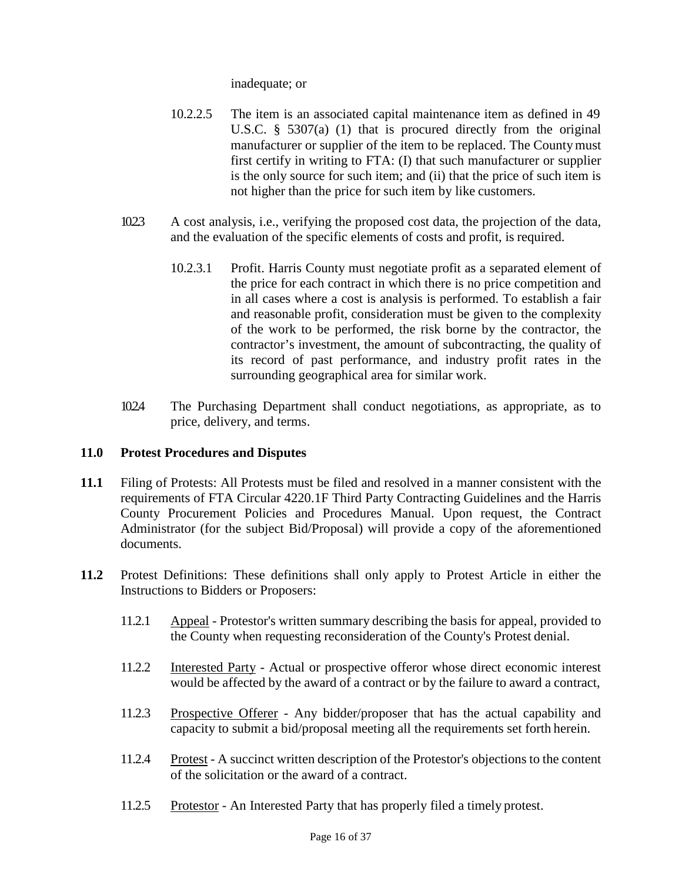inadequate; or

10.2.2.5 The item is an associated capital maintenance item as defined in 49 U.S.C. § 5307(a) (1) that is procured directly from the original manufacturer or supplier of the item to be replaced. The County must first certify in writing to FTA: (I) that such manufacturer or supplier is the only source for such item; and (ii) that the price of such item is not higher than the price for such item by like customers.

10.2.3 A cost analysis, i.e., verifying the proposed cost data, the projection of the data, and the evaluation of the specific elements of costs and profit, is required.

10.2.3.1 Profit. Harris County must negotiate profit as a separated element of the price for each contract in which there is no price competition and in all cases where a cost is analysis is performed. To establish a fair and reasonable profit, consideration must be given to the complexity of the work to be performed, the risk borne by the contractor, the contractor's investment, the amount of subcontracting, the quality of its record of past performance, and industry profit rates in the surrounding geographical area for similar work.

10.2.4 The Purchasing Department shall conduct negotiations, as appropriate, as to price, delivery, and terms.

## 11.0 Protest Procedures and Disputes

**11.1** Filing of Protests: All Protests must be filed and resolved in a manner consistent with the requirements of FTA Circular 4220.1F Third Party Contracting Guidelines and the Harris County Procurement Policies and Procedures Manual. Upon request, the Contract Administrator (for the subject Bid/Proposal) will provide a copy of the aforementioned documents.

**11.2** Protest Definitions: These definitions shall only apply to Protest Article in either the Instructions to Bidders or Proposers:

11.2.1 Appeal - Protestor's written summary describing the basis for appeal, provided to the County when requesting reconsideration of the County's Protest denial.

11.2.2 Interested Party - Actual or prospective offeror whose direct economic interest would be affected by the award of a contract or by the failure to award a contract,

11.2.3 Prospective Offerer - Any bidder/proposer that has the actual capability and capacity to submit a bid/proposal meeting all the requirements set forth herein.

11.2.4 Protest - A succinct written description of the Protestor's objections to the content of the solicitation or the award of a contract.

11.2.5 Protestor - An Interested Party that has properly filed a timely protest.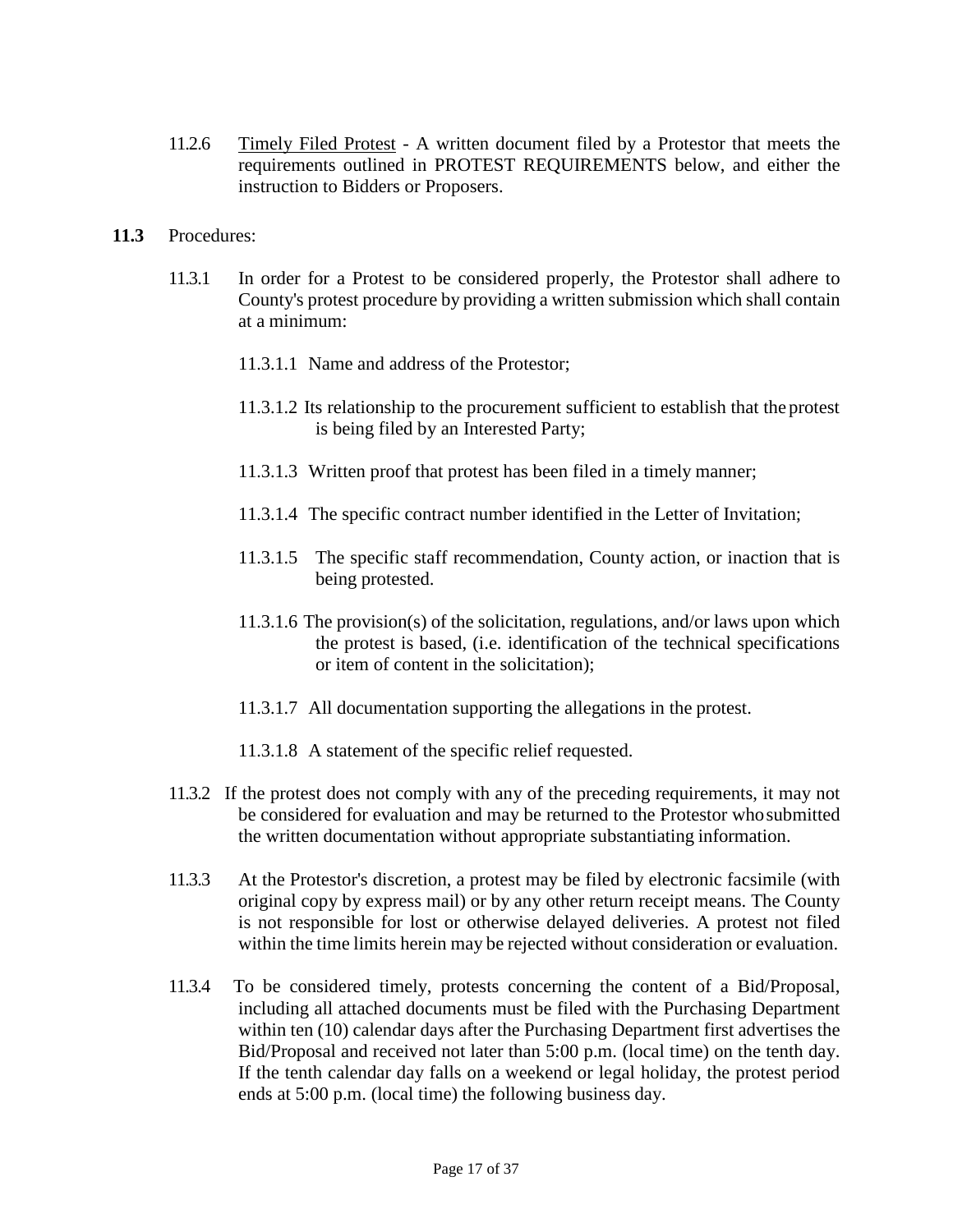11.2.6 Timely Filed Protest - A written document filed by a Protestor that meets the requirements outlined in PROTEST REQUIREMENTS below, and either the instruction to Bidders or Proposers.

**11.3** Procedures:

11.3.1 In order for a Protest to be considered properly, the Protestor shall adhere to County's protest procedure by providing a written submission which shall contain at a minimum:

11.3.1.1 Name and address of the Protestor;

11.3.1.2 Its relationship to the procurement sufficient to establish that the protest is being filed by an Interested Party;

11.3.1.3 Written proof that protest has been filed in a timely manner;

11.3.1.4 The specific contract number identified in the Letter of Invitation;

11.3.1.5 The specific staff recommendation, County action, or inaction that is being protested.

11.3.1.6 The provision(s) of the solicitation, regulations, and/or laws upon which the protest is based, (i.e. identification of the technical specifications or item of content in the solicitation);

11.3.1.7 All documentation supporting the allegations in the protest.

11.3.1.8 A statement of the specific relief requested.

11.3.2 If the protest does not comply with any of the preceding requirements, it may not be considered for evaluation and may be returned to the Protestor who submitted the written documentation without appropriate substantiating information.

11.3.3 At the Protestor's discretion, a protest may be filed by electronic facsimile (with original copy by express mail) or by any other return receipt means. The County is not responsible for lost or otherwise delayed deliveries. A protest not filed within the time limits herein may be rejected without consideration or evaluation.

11.3.4 To be considered timely, protests concerning the content of a Bid/Proposal, including all attached documents must be filed with the Purchasing Department within ten (10) calendar days after the Purchasing Department first advertises the Bid/Proposal and received not later than 5:00 p.m. (local time) on the tenth day. If the tenth calendar day falls on a weekend or legal holiday, the protest period ends at 5:00 p.m. (local time) the following business day.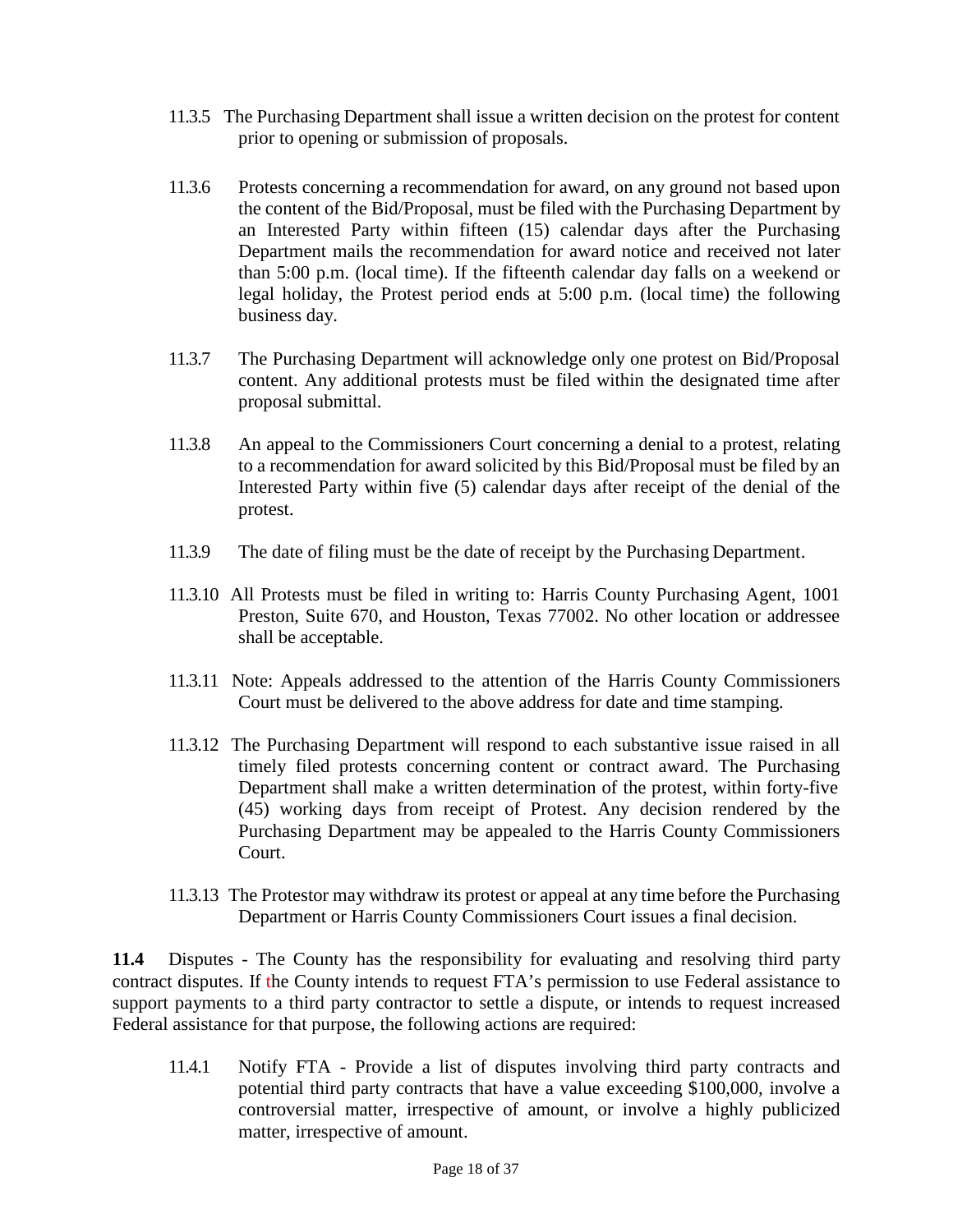11.3.5 The Purchasing Department shall issue a written decision on the protest for content prior to opening or submission of proposals.

11.3.6 Protests concerning a recommendation for award, on any ground not based upon the content of the Bid/Proposal, must be filed with the Purchasing Department by an Interested Party within fifteen (15) calendar days after the Purchasing Department mails the recommendation for award notice and received not later than 5:00 p.m. (local time). If the fifteenth calendar day falls on a weekend or legal holiday, the Protest period ends at 5:00 p.m. (local time) the following business day.

11.3.7 The Purchasing Department will acknowledge only one protest on Bid/Proposal content. Any additional protests must be filed within the designated time after proposal submittal.

11.3.8 An appeal to the Commissioners Court concerning a denial to a protest, relating to a recommendation for award solicited by this Bid/Proposal must be filed by an Interested Party within five (5) calendar days after receipt of the denial of the protest.

11.3.9 The date of filing must be the date of receipt by the Purchasing Department.

11.3.10 All Protests must be filed in writing to: Harris County Purchasing Agent, 1001 Preston, Suite 670, and Houston, Texas 77002. No other location or addressee shall be acceptable.

11.3.11 Note: Appeals addressed to the attention of the Harris County Commissioners Court must be delivered to the above address for date and time stamping.

11.3.12 The Purchasing Department will respond to each substantive issue raised in all timely filed protests concerning content or contract award. The Purchasing Department shall make a written determination of the protest, within forty-five (45) working days from receipt of Protest. Any decision rendered by the Purchasing Department may be appealed to the Harris County Commissioners Court.

11.3.13 The Protestor may withdraw its protest or appeal at any time before the Purchasing Department or Harris County Commissioners Court issues a final decision.

**11.4** Disputes - The County has the responsibility for evaluating and resolving third party contract disputes. If the County intends to request FTA's permission to use Federal assistance to support payments to a third party contractor to settle a dispute, or intends to request increased Federal assistance for that purpose, the following actions are required:

11.4.1 Notify FTA - Provide a list of disputes involving third party contracts and potential third party contracts that have a value exceeding $100,000, involve a controversial matter, irrespective of amount, or involve a highly publicized matter, irrespective of amount.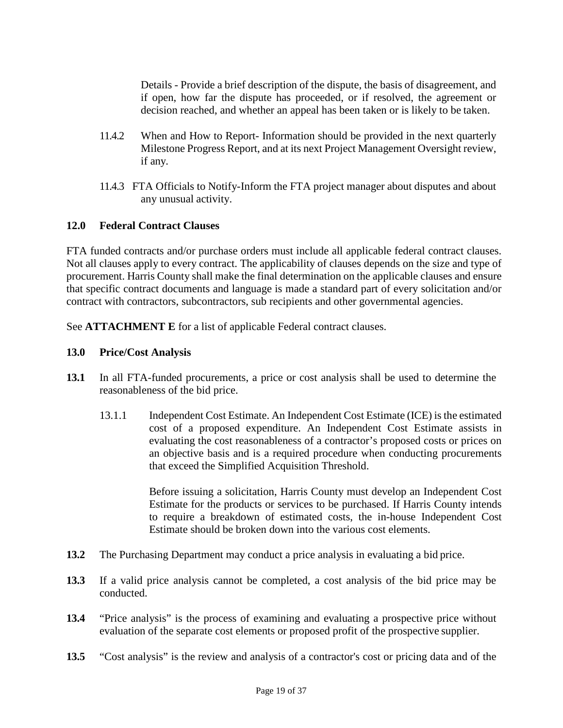Details - Provide a brief description of the dispute, the basis of disagreement, and if open, how far the dispute has proceeded, or if resolved, the agreement or decision reached, and whether an appeal has been taken or is likely to be taken.

11.4.2 When and How to Report- Information should be provided in the next quarterly Milestone Progress Report, and at its next Project Management Oversight review, if any.

11.4.3 FTA Officials to Notify-Inform the FTA project manager about disputes and about any unusual activity.

## 12.0 Federal Contract Clauses

FTA funded contracts and/or purchase orders must include all applicable federal contract clauses. Not all clauses apply to every contract. The applicability of clauses depends on the size and type of procurement. Harris County shall make the final determination on the applicable clauses and ensure that specific contract documents and language is made a standard part of every solicitation and/or contract with contractors, subcontractors, sub recipients and other governmental agencies.

See **ATTACHMENT E** for a list of applicable Federal contract clauses.

## 13.0 Price/Cost Analysis

**13.1** In all FTA-funded procurements, a price or cost analysis shall be used to determine the reasonableness of the bid price.

13.1.1 Independent Cost Estimate. An Independent Cost Estimate (ICE) is the estimated cost of a proposed expenditure. An Independent Cost Estimate assists in evaluating the cost reasonableness of a contractor's proposed costs or prices on an objective basis and is a required procedure when conducting procurements that exceed the Simplified Acquisition Threshold.

Before issuing a solicitation, Harris County must develop an Independent Cost Estimate for the products or services to be purchased. If Harris County intends to require a breakdown of estimated costs, the in-house Independent Cost Estimate should be broken down into the various cost elements.

**13.2** The Purchasing Department may conduct a price analysis in evaluating a bid price.

**13.3** If a valid price analysis cannot be completed, a cost analysis of the bid price may be conducted.

**13.4** "Price analysis" is the process of examining and evaluating a prospective price without evaluation of the separate cost elements or proposed profit of the prospective supplier.

**13.5** "Cost analysis" is the review and analysis of a contractor's cost or pricing data and of the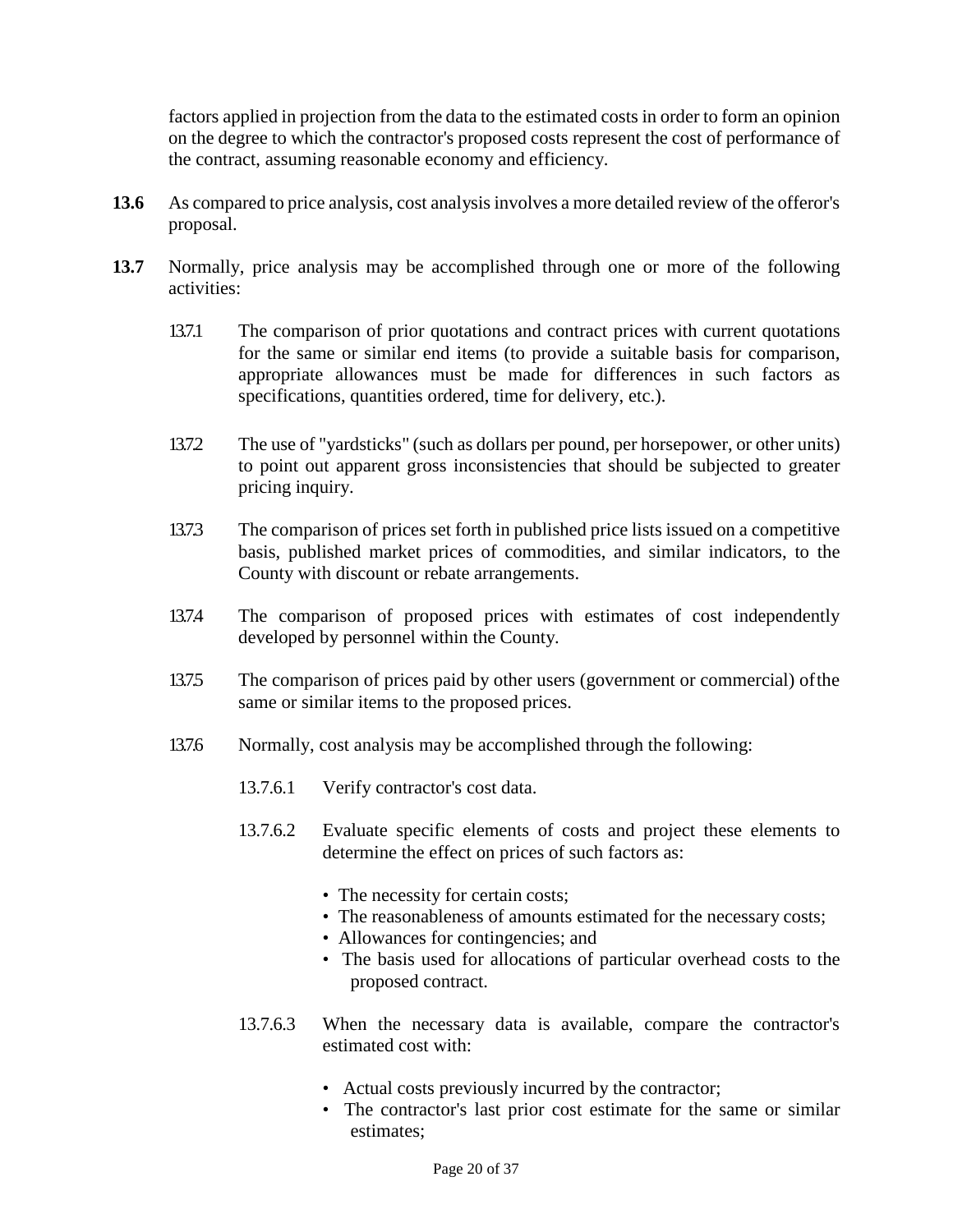factors applied in projection from the data to the estimated costs in order to form an opinion on the degree to which the contractor's proposed costs represent the cost of performance of the contract, assuming reasonable economy and efficiency.

**13.6** As compared to price analysis, cost analysis involves a more detailed review of the offeror's proposal.

**13.7** Normally, price analysis may be accomplished through one or more of the following activities:

13.7.1 The comparison of prior quotations and contract prices with current quotations for the same or similar end items (to provide a suitable basis for comparison, appropriate allowances must be made for differences in such factors as specifications, quantities ordered, time for delivery, etc.).

13.7.2 The use of "yardsticks" (such as dollars per pound, per horsepower, or other units) to point out apparent gross inconsistencies that should be subjected to greater pricing inquiry.

13.7.3 The comparison of prices set forth in published price lists issued on a competitive basis, published market prices of commodities, and similar indicators, to the County with discount or rebate arrangements.

13.7.4 The comparison of proposed prices with estimates of cost independently developed by personnel within the County.

13.7.5 The comparison of prices paid by other users (government or commercial) of the same or similar items to the proposed prices.

13.7.6 Normally, cost analysis may be accomplished through the following:

13.7.6.1 Verify contractor's cost data.

13.7.6.2 Evaluate specific elements of costs and project these elements to determine the effect on prices of such factors as:

- The necessity for certain costs;
- The reasonableness of amounts estimated for the necessary costs;
- Allowances for contingencies; and
- The basis used for allocations of particular overhead costs to the proposed contract.

13.7.6.3 When the necessary data is available, compare the contractor's estimated cost with:

- Actual costs previously incurred by the contractor;
- The contractor's last prior cost estimate for the same or similar estimates;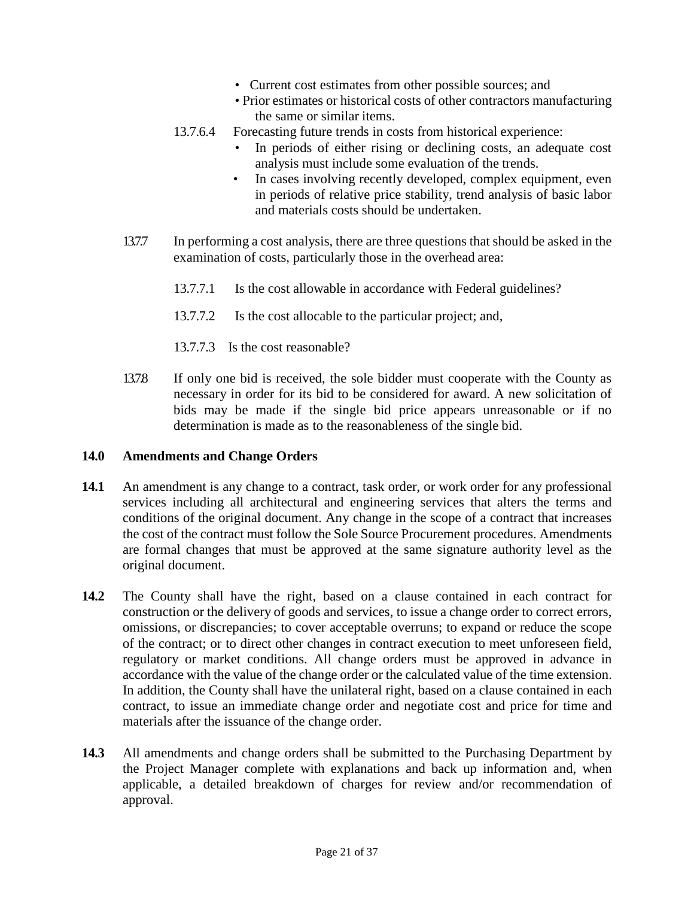- Current cost estimates from other possible sources; and
- Prior estimates or historical costs of other contractors manufacturing the same or similar items.

13.7.6.4 Forecasting future trends in costs from historical experience:

- In periods of either rising or declining costs, an adequate cost analysis must include some evaluation of the trends.
- In cases involving recently developed, complex equipment, even in periods of relative price stability, trend analysis of basic labor and materials costs should be undertaken.

13.7.7 In performing a cost analysis, there are three questions that should be asked in the examination of costs, particularly those in the overhead area:

13.7.7.1 Is the cost allowable in accordance with Federal guidelines?

13.7.7.2 Is the cost allocable to the particular project; and,

13.7.7.3 Is the cost reasonable?

13.7.8 If only one bid is received, the sole bidder must cooperate with the County as necessary in order for its bid to be considered for award. A new solicitation of bids may be made if the single bid price appears unreasonable or if no determination is made as to the reasonableness of the single bid.

## 14.0 Amendments and Change Orders

**14.1** An amendment is any change to a contract, task order, or work order for any professional services including all architectural and engineering services that alters the terms and conditions of the original document. Any change in the scope of a contract that increases the cost of the contract must follow the Sole Source Procurement procedures. Amendments are formal changes that must be approved at the same signature authority level as the original document.

**14.2** The County shall have the right, based on a clause contained in each contract for construction or the delivery of goods and services, to issue a change order to correct errors, omissions, or discrepancies; to cover acceptable overruns; to expand or reduce the scope of the contract; or to direct other changes in contract execution to meet unforeseen field, regulatory or market conditions. All change orders must be approved in advance in accordance with the value of the change order or the calculated value of the time extension. In addition, the County shall have the unilateral right, based on a clause contained in each contract, to issue an immediate change order and negotiate cost and price for time and materials after the issuance of the change order.

**14.3** All amendments and change orders shall be submitted to the Purchasing Department by the Project Manager complete with explanations and back up information and, when applicable, a detailed breakdown of charges for review and/or recommendation of approval.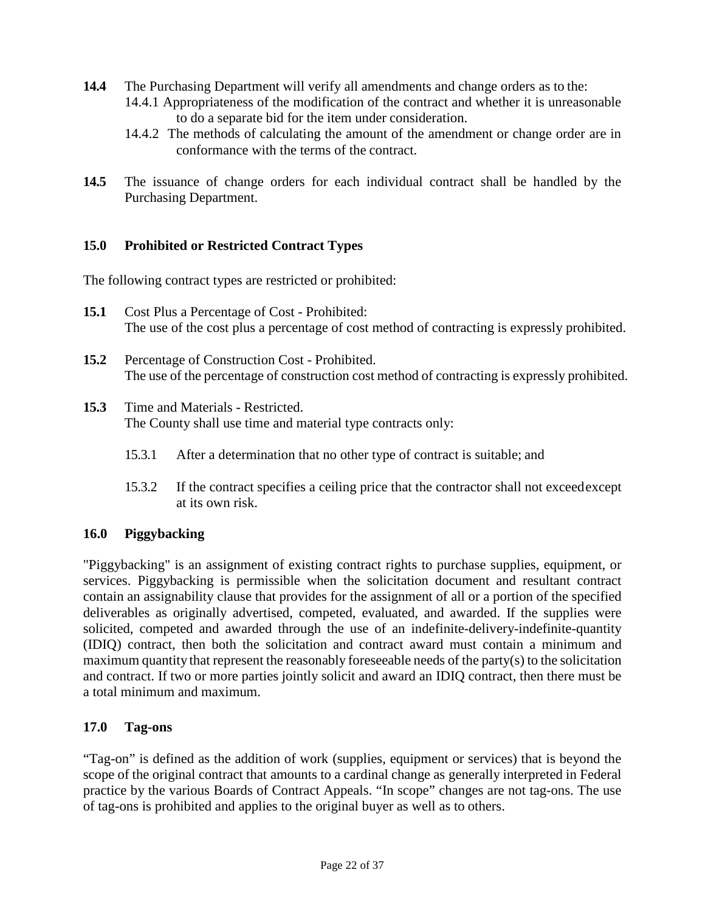**14.4** The Purchasing Department will verify all amendments and change orders as to the:

14.4.1 Appropriateness of the modification of the contract and whether it is unreasonable to do a separate bid for the item under consideration.

14.4.2 The methods of calculating the amount of the amendment or change order are in conformance with the terms of the contract.

**14.5** The issuance of change orders for each individual contract shall be handled by the Purchasing Department.

## 15.0 Prohibited or Restricted Contract Types

The following contract types are restricted or prohibited:

**15.1** Cost Plus a Percentage of Cost - Prohibited:
The use of the cost plus a percentage of cost method of contracting is expressly prohibited.

**15.2** Percentage of Construction Cost - Prohibited.
The use of the percentage of construction cost method of contracting is expressly prohibited.

**15.3** Time and Materials - Restricted.
The County shall use time and material type contracts only:

15.3.1 After a determination that no other type of contract is suitable; and

15.3.2 If the contract specifies a ceiling price that the contractor shall not exceed except at its own risk.

## 16.0 Piggybacking

"Piggybacking" is an assignment of existing contract rights to purchase supplies, equipment, or services. Piggybacking is permissible when the solicitation document and resultant contract contain an assignability clause that provides for the assignment of all or a portion of the specified deliverables as originally advertised, competed, evaluated, and awarded. If the supplies were solicited, competed and awarded through the use of an indefinite-delivery-indefinite-quantity (IDIQ) contract, then both the solicitation and contract award must contain a minimum and maximum quantity that represent the reasonably foreseeable needs of the party(s) to the solicitation and contract. If two or more parties jointly solicit and award an IDIQ contract, then there must be a total minimum and maximum.

## 17.0 Tag-ons

"Tag-on" is defined as the addition of work (supplies, equipment or services) that is beyond the scope of the original contract that amounts to a cardinal change as generally interpreted in Federal practice by the various Boards of Contract Appeals. "In scope" changes are not tag-ons. The use of tag-ons is prohibited and applies to the original buyer as well as to others.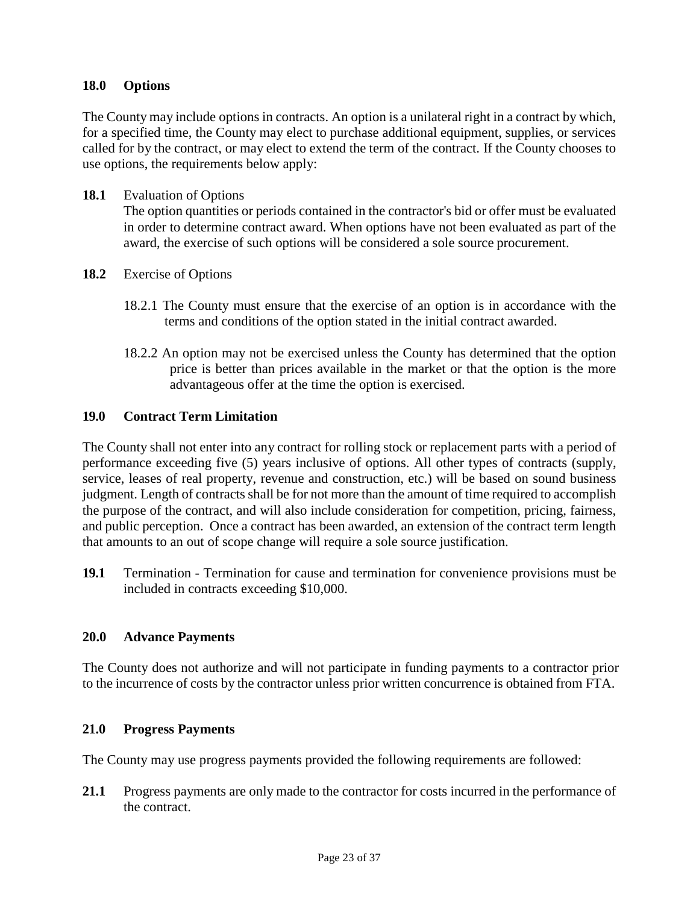## 18.0 Options

The County may include options in contracts. An option is a unilateral right in a contract by which, for a specified time, the County may elect to purchase additional equipment, supplies, or services called for by the contract, or may elect to extend the term of the contract. If the County chooses to use options, the requirements below apply:

**18.1** Evaluation of Options

The option quantities or periods contained in the contractor's bid or offer must be evaluated in order to determine contract award. When options have not been evaluated as part of the award, the exercise of such options will be considered a sole source procurement.

**18.2** Exercise of Options

18.2.1 The County must ensure that the exercise of an option is in accordance with the terms and conditions of the option stated in the initial contract awarded.

18.2.2 An option may not be exercised unless the County has determined that the option price is better than prices available in the market or that the option is the more advantageous offer at the time the option is exercised.

## 19.0 Contract Term Limitation

The County shall not enter into any contract for rolling stock or replacement parts with a period of performance exceeding five (5) years inclusive of options. All other types of contracts (supply, service, leases of real property, revenue and construction, etc.) will be based on sound business judgment. Length of contracts shall be for not more than the amount of time required to accomplish the purpose of the contract, and will also include consideration for competition, pricing, fairness, and public perception. Once a contract has been awarded, an extension of the contract term length that amounts to an out of scope change will require a sole source justification.

**19.1** Termination - Termination for cause and termination for convenience provisions must be included in contracts exceeding $10,000.

## 20.0 Advance Payments

The County does not authorize and will not participate in funding payments to a contractor prior to the incurrence of costs by the contractor unless prior written concurrence is obtained from FTA.

## 21.0 Progress Payments

The County may use progress payments provided the following requirements are followed:

**21.1** Progress payments are only made to the contractor for costs incurred in the performance of the contract.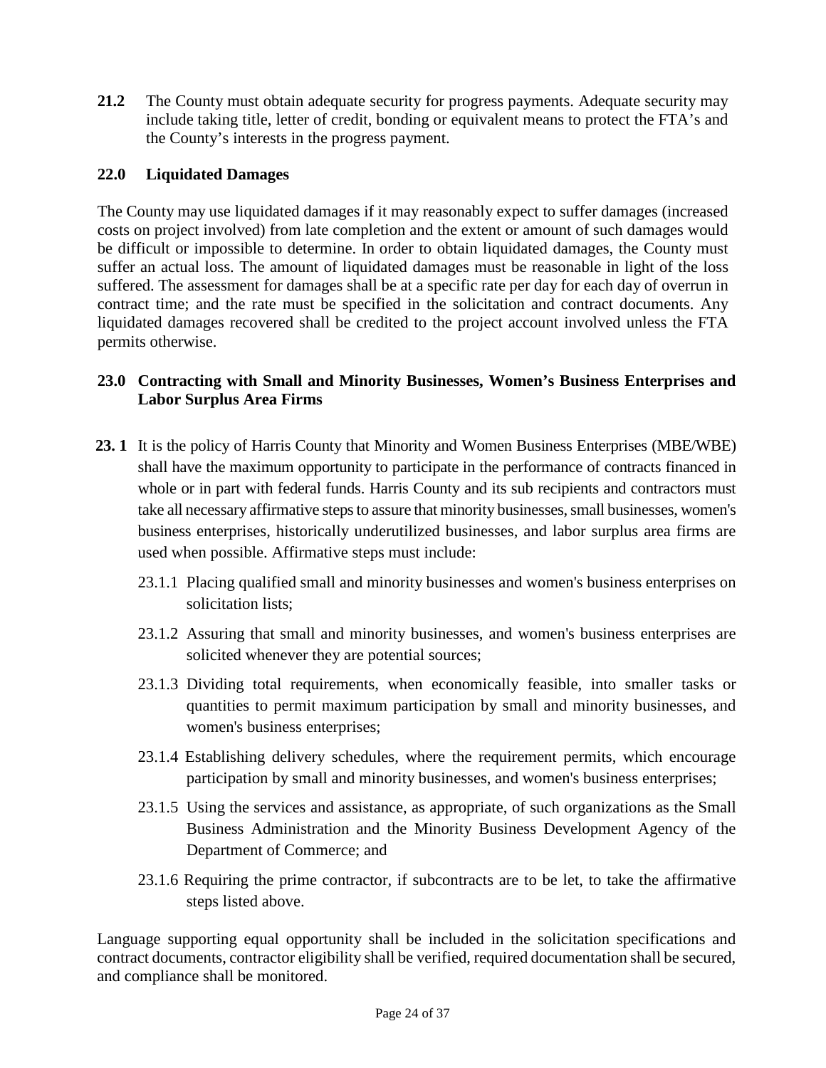**21.2** The County must obtain adequate security for progress payments. Adequate security may include taking title, letter of credit, bonding or equivalent means to protect the FTA's and the County's interests in the progress payment.

## 22.0 Liquidated Damages

The County may use liquidated damages if it may reasonably expect to suffer damages (increased costs on project involved) from late completion and the extent or amount of such damages would be difficult or impossible to determine. In order to obtain liquidated damages, the County must suffer an actual loss. The amount of liquidated damages must be reasonable in light of the loss suffered. The assessment for damages shall be at a specific rate per day for each day of overrun in contract time; and the rate must be specified in the solicitation and contract documents. Any liquidated damages recovered shall be credited to the project account involved unless the FTA permits otherwise.

## 23.0 Contracting with Small and Minority Businesses, Women's Business Enterprises and Labor Surplus Area Firms

**23. 1** It is the policy of Harris County that Minority and Women Business Enterprises (MBE/WBE) shall have the maximum opportunity to participate in the performance of contracts financed in whole or in part with federal funds. Harris County and its sub recipients and contractors must take all necessary affirmative steps to assure that minority businesses, small businesses, women's business enterprises, historically underutilized businesses, and labor surplus area firms are used when possible. Affirmative steps must include:

23.1.1 Placing qualified small and minority businesses and women's business enterprises on solicitation lists;

23.1.2 Assuring that small and minority businesses, and women's business enterprises are solicited whenever they are potential sources;

23.1.3 Dividing total requirements, when economically feasible, into smaller tasks or quantities to permit maximum participation by small and minority businesses, and women's business enterprises;

23.1.4 Establishing delivery schedules, where the requirement permits, which encourage participation by small and minority businesses, and women's business enterprises;

23.1.5 Using the services and assistance, as appropriate, of such organizations as the Small Business Administration and the Minority Business Development Agency of the Department of Commerce; and

23.1.6 Requiring the prime contractor, if subcontracts are to be let, to take the affirmative steps listed above.

Language supporting equal opportunity shall be included in the solicitation specifications and contract documents, contractor eligibility shall be verified, required documentation shall be secured, and compliance shall be monitored.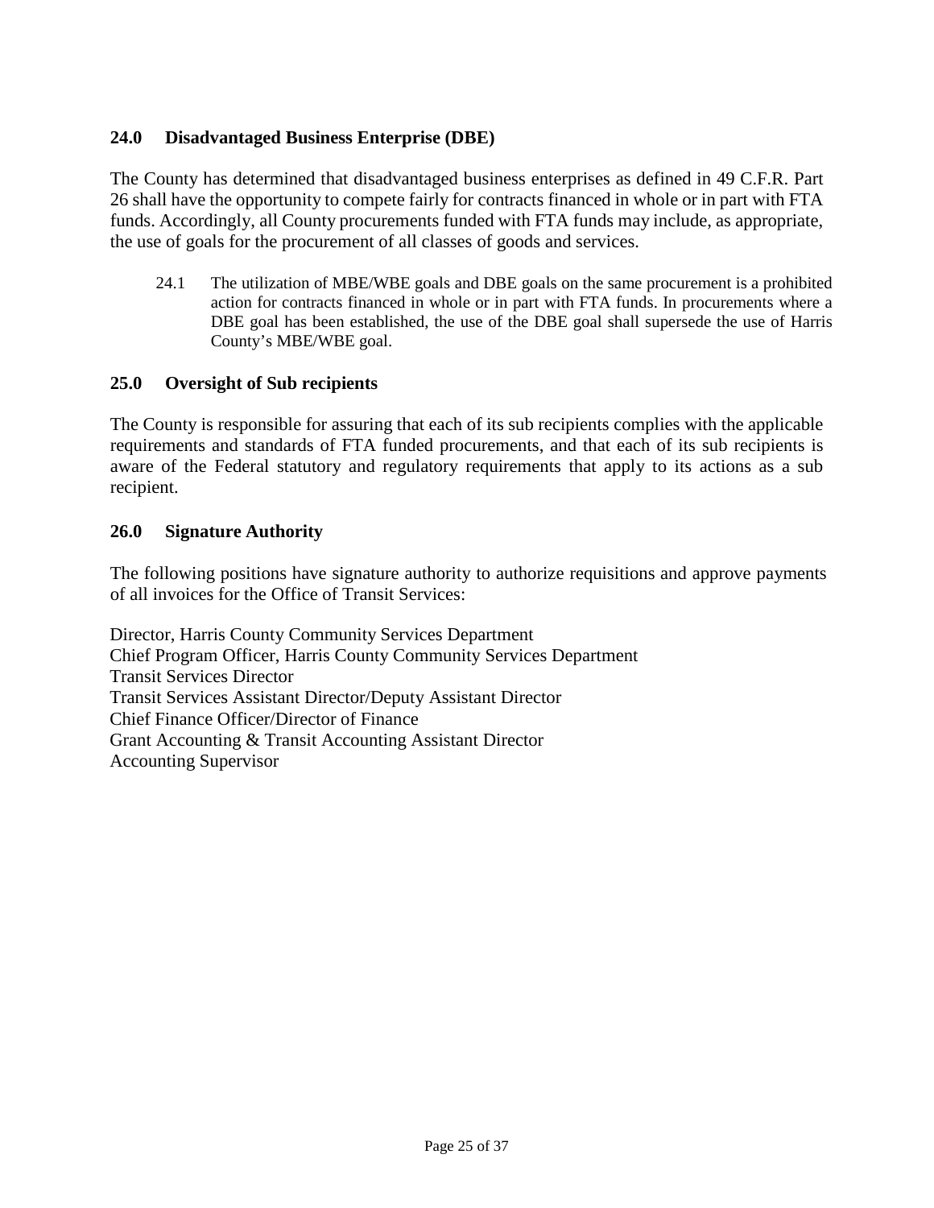## 24.0 Disadvantaged Business Enterprise (DBE)

The County has determined that disadvantaged business enterprises as defined in 49 C.F.R. Part 26 shall have the opportunity to compete fairly for contracts financed in whole or in part with FTA funds. Accordingly, all County procurements funded with FTA funds may include, as appropriate, the use of goals for the procurement of all classes of goods and services.

24.1 The utilization of MBE/WBE goals and DBE goals on the same procurement is a prohibited action for contracts financed in whole or in part with FTA funds. In procurements where a DBE goal has been established, the use of the DBE goal shall supersede the use of Harris County's MBE/WBE goal.

## 25.0 Oversight of Sub recipients

The County is responsible for assuring that each of its sub recipients complies with the applicable requirements and standards of FTA funded procurements, and that each of its sub recipients is aware of the Federal statutory and regulatory requirements that apply to its actions as a sub recipient.

## 26.0 Signature Authority

The following positions have signature authority to authorize requisitions and approve payments of all invoices for the Office of Transit Services:

Director, Harris County Community Services Department  
Chief Program Officer, Harris County Community Services Department  
Transit Services Director  
Transit Services Assistant Director/Deputy Assistant Director  
Chief Finance Officer/Director of Finance  
Grant Accounting & Transit Accounting Assistant Director  
Accounting Supervisor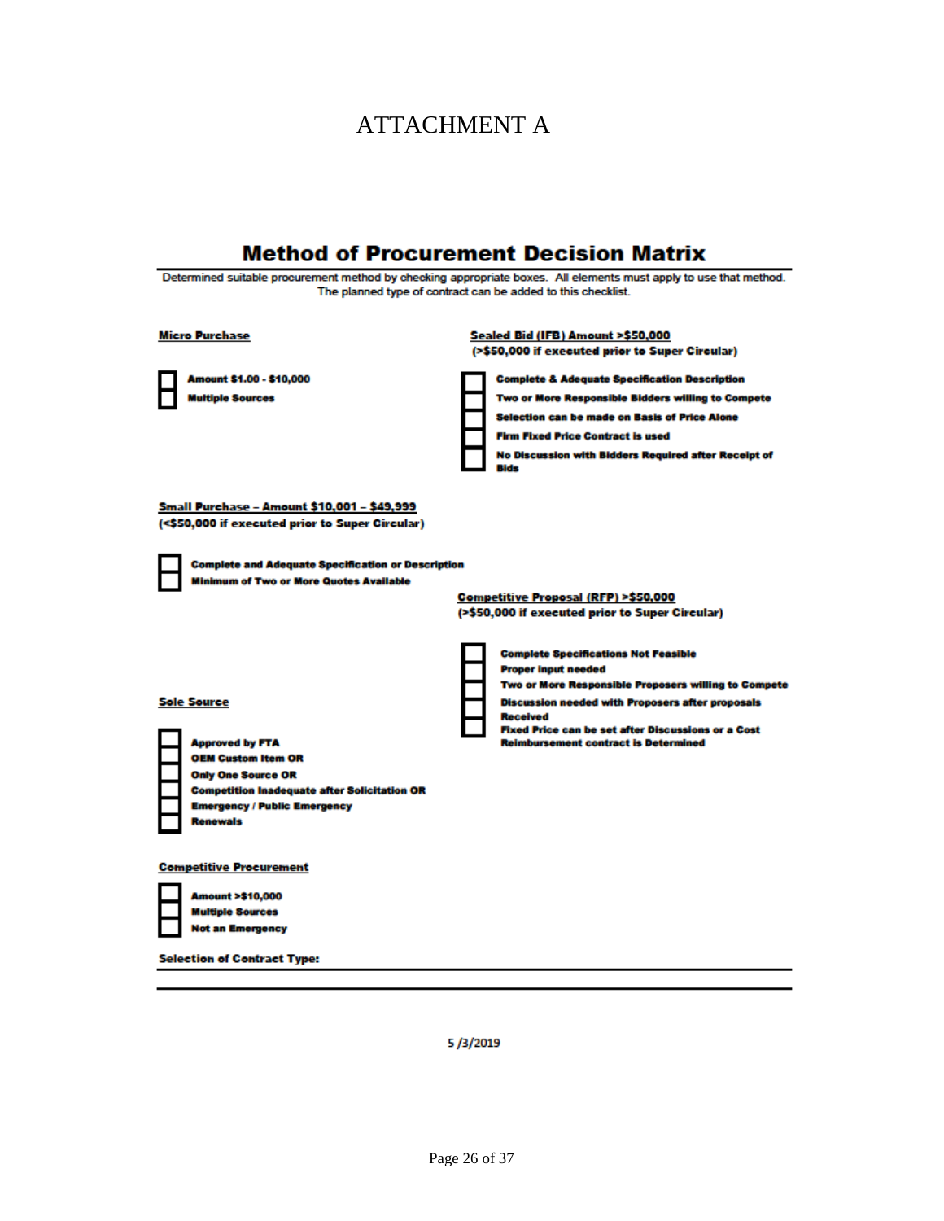# ATTACHMENT A

## Method of Procurement Decision Matrix

Determined suitable procurement method by checking appropriate boxes. All elements must apply to use that method. The planned type of contract can be added to this checklist.

**Micro Purchase**

- ☐ **Amount $1.00 - $10,000**
- ☐ **Multiple Sources**

**Sealed Bid (IFB) Amount >$50,000**
**(>$50,000 if executed prior to Super Circular)**

- ☐ **Complete & Adequate Specification Description**
- ☐ **Two or More Responsible Bidders willing to Compete**
- ☐ **Selection can be made on Basis of Price Alone**
- ☐ **Firm Fixed Price Contract is used**
- ☐ **No Discussion with Bidders Required after Receipt of Bids**

**Small Purchase – Amount $10,001 – $49,999**
**(<$50,000 if executed prior to Super Circular)**

- ☐ **Complete and Adequate Specification or Description**
- ☐ **Minimum of Two or More Quotes Available**

**Competitive Proposal (RFP) >$50,000**
**(>$50,000 if executed prior to Super Circular)**

- ☐ **Complete Specifications Not Feasible**
- ☐ **Proper input needed**
- ☐ **Two or More Responsible Proposers willing to Compete**
- ☐ **Discussion needed with Proposers after proposals Received**
- ☐ **Fixed Price can be set after Discussions or a Cost Reimbursement contract is Determined**

**Sole Source**

- ☐ **Approved by FTA**
- ☐ **OEM Custom Item OR**
- ☐ **Only One Source OR**
- ☐ **Competition Inadequate after Solicitation OR**
- ☐ **Emergency / Public Emergency**
- ☐ **Renewals**

**Competitive Procurement**

- ☐ **Amount >$10,000**
- ☐ **Multiple Sources**
- ☐ **Not an Emergency**

**Selection of Contract Type:** ______________________________

5 /3/2019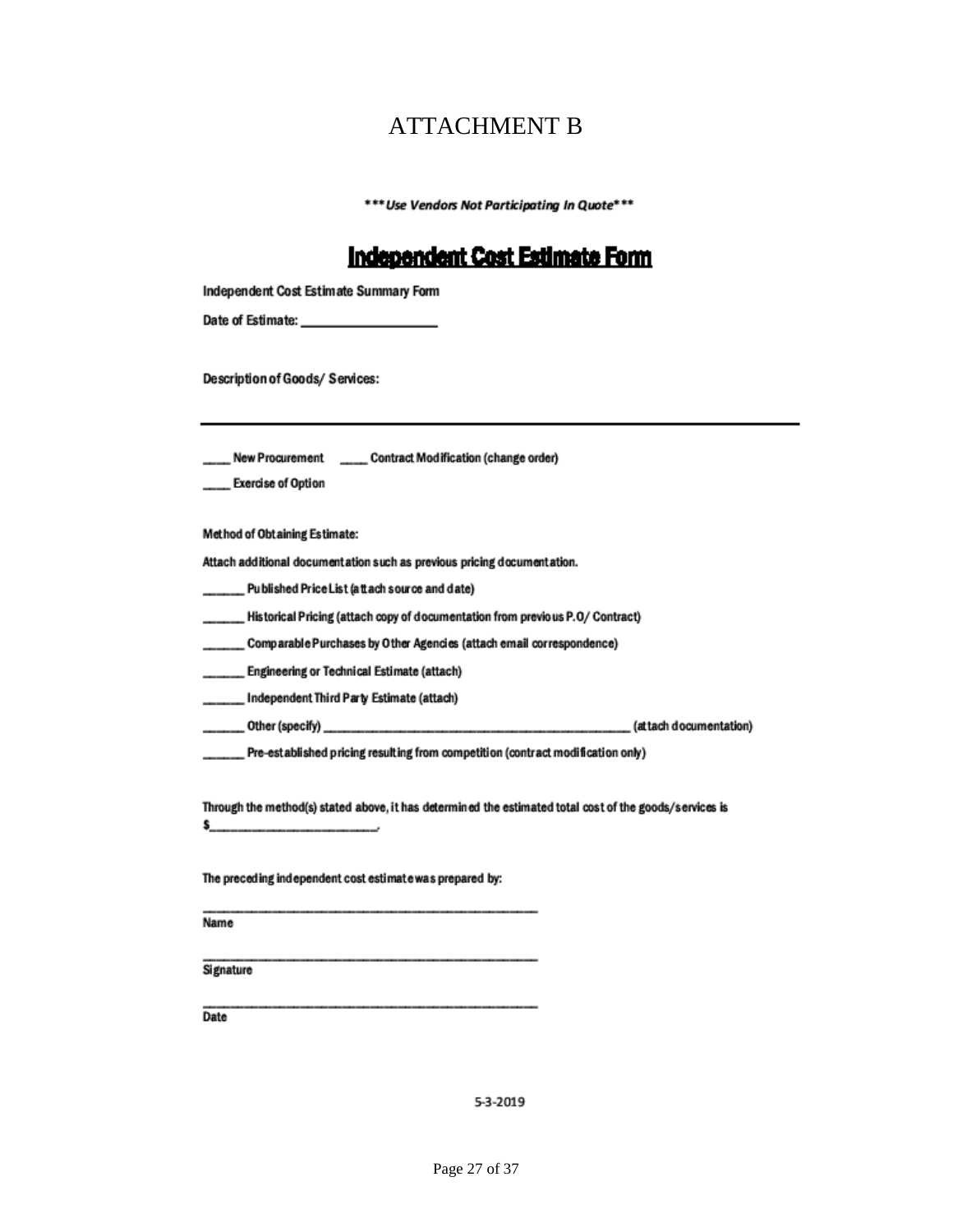# ATTACHMENT B

***Use Vendors Not Participating In Quote***

## Independent Cost Estimate Form

Independent Cost Estimate Summary Form

Date of Estimate: ____________________

Description of Goods/ Services:

---

_____ New Procurement     _____ Contract Modification (change order)

_____ Exercise of Option

Method of Obtaining Estimate:

Attach additional documentation such as previous pricing documentation.

_______ Published Price List (attach source and date)

_______ Historical Pricing (attach copy of documentation from previous P.O/ Contract)

_______ Comparable Purchases by Other Agencies (attach email correspondence)

_______ Engineering or Technical Estimate (attach)

_______ Independent Third Party Estimate (attach)

_______ Other (specify) ____________________________________________ (attach documentation)

_______ Pre-established pricing resulting from competition (contract modification only)

Through the method(s) stated above, it has determined the estimated total cost of the goods/services is $_________________________.

The preceding independent cost estimate was prepared by:

_____________________________________________
Name

_____________________________________________
Signature

_____________________________________________
Date

5-3-2019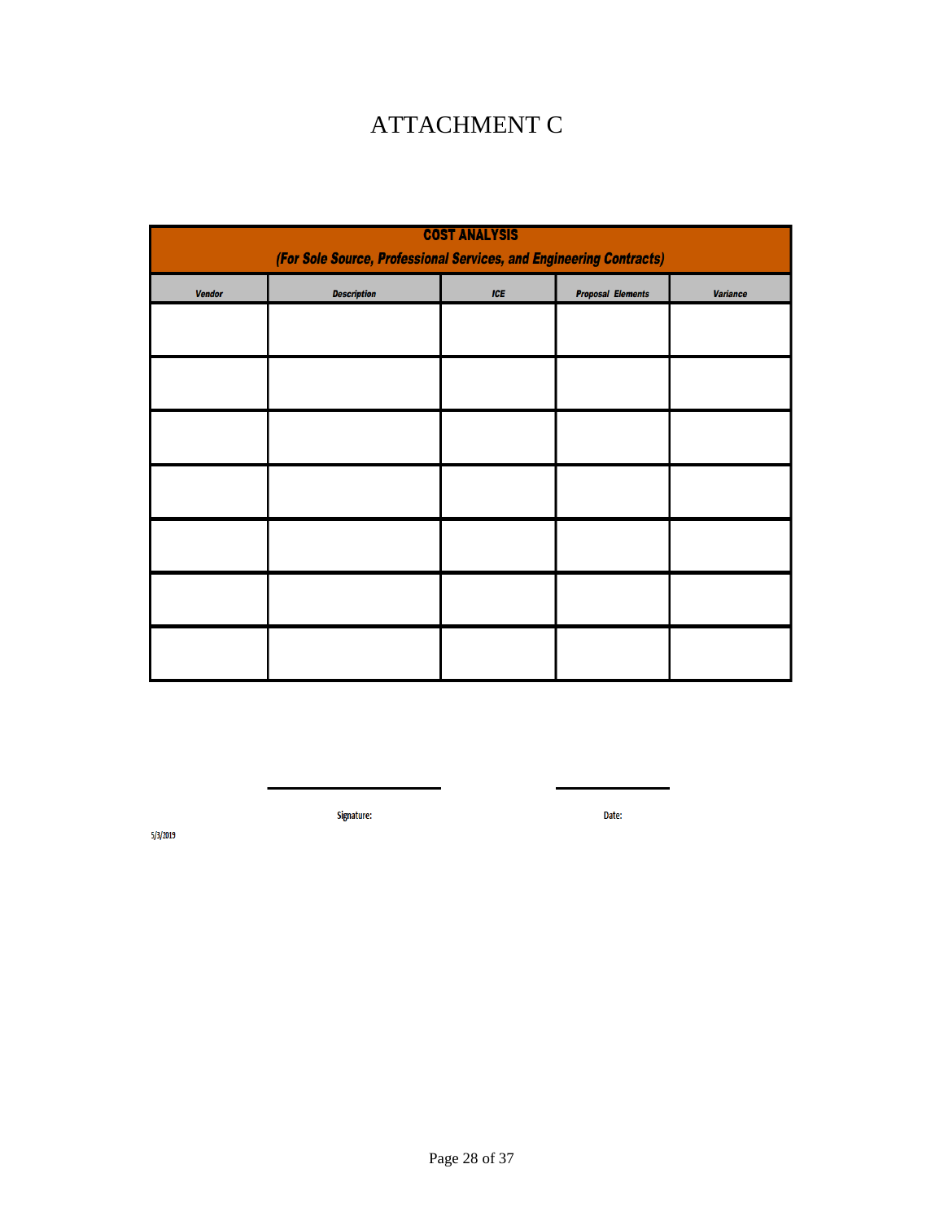# ATTACHMENT C

| **COST ANALYSIS** *(For Sole Source, Professional Services, and Engineering Contracts)* | | | | |
|---|---|---|---|---|
| ***Vendor*** | ***Description*** | ***ICE*** | ***Proposal Elements*** | ***Variance*** |
| | | | | |
| | | | | |
| | | | | |
| | | | | |
| | | | | |
| | | | | |
| | | | | |

______________________ ______________________

**Signature:** **Date:**

5/3/2019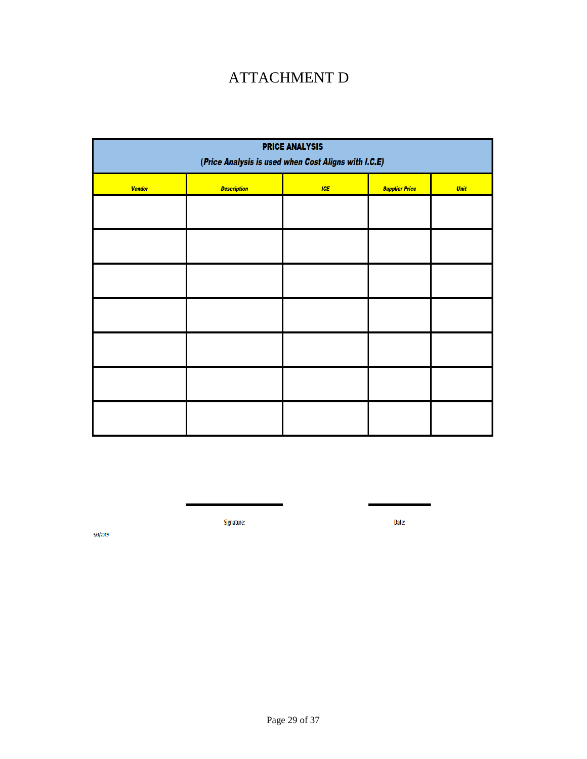# ATTACHMENT D

| **PRICE ANALYSIS** *(Price Analysis is used when Cost Aligns with I.C.E)* | | | | |
|---|---|---|---|---|
| ***Vendor*** | ***Description*** | ***ICE*** | ***Supplier Price*** | ***Unit*** |
| | | | | |
| | | | | |
| | | | | |
| | | | | |
| | | | | |
| | | | | |
| | | | | |

Signature: ____________________ Date: ____________

5/3/2019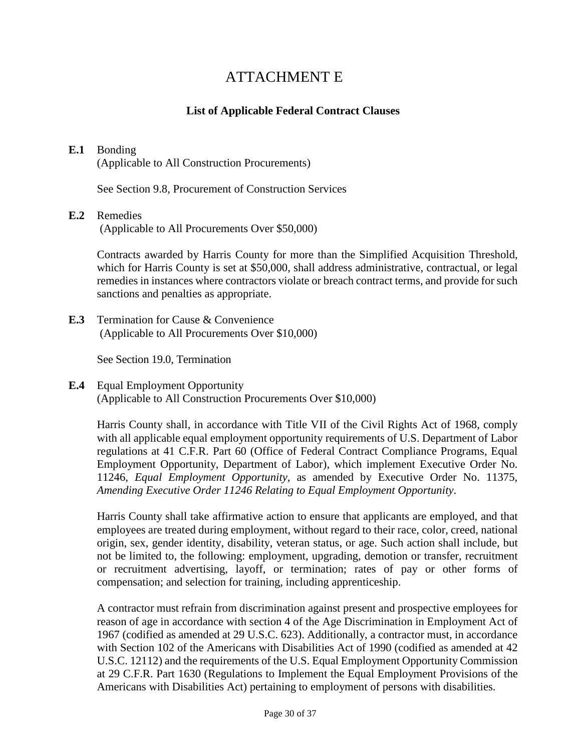# ATTACHMENT E

**List of Applicable Federal Contract Clauses**

**E.1** Bonding
(Applicable to All Construction Procurements)

See Section 9.8, Procurement of Construction Services

**E.2** Remedies
(Applicable to All Procurements Over $50,000)

Contracts awarded by Harris County for more than the Simplified Acquisition Threshold, which for Harris County is set at $50,000, shall address administrative, contractual, or legal remedies in instances where contractors violate or breach contract terms, and provide for such sanctions and penalties as appropriate.

**E.3** Termination for Cause & Convenience
(Applicable to All Procurements Over $10,000)

See Section 19.0, Termination

**E.4** Equal Employment Opportunity
(Applicable to All Construction Procurements Over $10,000)

Harris County shall, in accordance with Title VII of the Civil Rights Act of 1968, comply with all applicable equal employment opportunity requirements of U.S. Department of Labor regulations at 41 C.F.R. Part 60 (Office of Federal Contract Compliance Programs, Equal Employment Opportunity, Department of Labor), which implement Executive Order No. 11246, *Equal Employment Opportunity*, as amended by Executive Order No. 11375, *Amending Executive Order 11246 Relating to Equal Employment Opportunity*.

Harris County shall take affirmative action to ensure that applicants are employed, and that employees are treated during employment, without regard to their race, color, creed, national origin, sex, gender identity, disability, veteran status, or age. Such action shall include, but not be limited to, the following: employment, upgrading, demotion or transfer, recruitment or recruitment advertising, layoff, or termination; rates of pay or other forms of compensation; and selection for training, including apprenticeship.

A contractor must refrain from discrimination against present and prospective employees for reason of age in accordance with section 4 of the Age Discrimination in Employment Act of 1967 (codified as amended at 29 U.S.C. 623). Additionally, a contractor must, in accordance with Section 102 of the Americans with Disabilities Act of 1990 (codified as amended at 42 U.S.C. 12112) and the requirements of the U.S. Equal Employment Opportunity Commission at 29 C.F.R. Part 1630 (Regulations to Implement the Equal Employment Provisions of the Americans with Disabilities Act) pertaining to employment of persons with disabilities.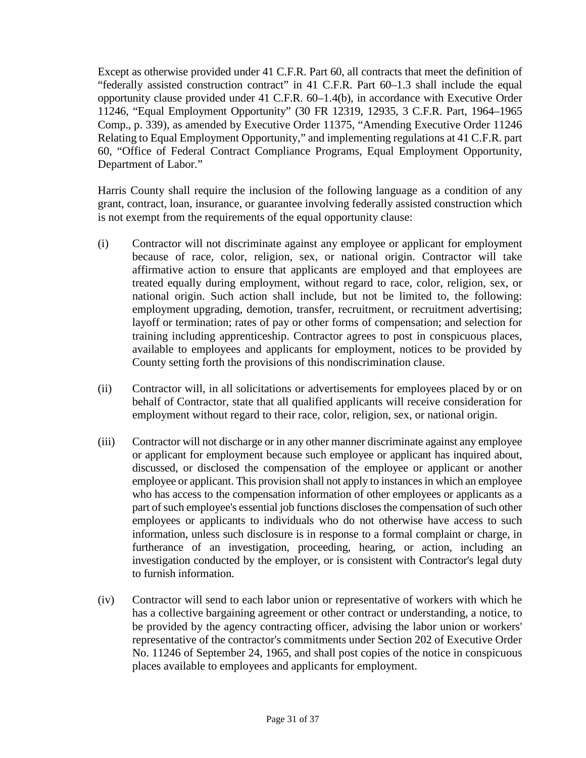Except as otherwise provided under 41 C.F.R. Part 60, all contracts that meet the definition of "federally assisted construction contract" in 41 C.F.R. Part 60–1.3 shall include the equal opportunity clause provided under 41 C.F.R. 60–1.4(b), in accordance with Executive Order 11246, "Equal Employment Opportunity" (30 FR 12319, 12935, 3 C.F.R. Part, 1964–1965 Comp., p. 339), as amended by Executive Order 11375, "Amending Executive Order 11246 Relating to Equal Employment Opportunity," and implementing regulations at 41 C.F.R. part 60, "Office of Federal Contract Compliance Programs, Equal Employment Opportunity, Department of Labor."

Harris County shall require the inclusion of the following language as a condition of any grant, contract, loan, insurance, or guarantee involving federally assisted construction which is not exempt from the requirements of the equal opportunity clause:

(i) Contractor will not discriminate against any employee or applicant for employment because of race, color, religion, sex, or national origin. Contractor will take affirmative action to ensure that applicants are employed and that employees are treated equally during employment, without regard to race, color, religion, sex, or national origin. Such action shall include, but not be limited to, the following: employment upgrading, demotion, transfer, recruitment, or recruitment advertising; layoff or termination; rates of pay or other forms of compensation; and selection for training including apprenticeship. Contractor agrees to post in conspicuous places, available to employees and applicants for employment, notices to be provided by County setting forth the provisions of this nondiscrimination clause.

(ii) Contractor will, in all solicitations or advertisements for employees placed by or on behalf of Contractor, state that all qualified applicants will receive consideration for employment without regard to their race, color, religion, sex, or national origin.

(iii) Contractor will not discharge or in any other manner discriminate against any employee or applicant for employment because such employee or applicant has inquired about, discussed, or disclosed the compensation of the employee or applicant or another employee or applicant. This provision shall not apply to instances in which an employee who has access to the compensation information of other employees or applicants as a part of such employee's essential job functions discloses the compensation of such other employees or applicants to individuals who do not otherwise have access to such information, unless such disclosure is in response to a formal complaint or charge, in furtherance of an investigation, proceeding, hearing, or action, including an investigation conducted by the employer, or is consistent with Contractor's legal duty to furnish information.

(iv) Contractor will send to each labor union or representative of workers with which he has a collective bargaining agreement or other contract or understanding, a notice, to be provided by the agency contracting officer, advising the labor union or workers' representative of the contractor's commitments under Section 202 of Executive Order No. 11246 of September 24, 1965, and shall post copies of the notice in conspicuous places available to employees and applicants for employment.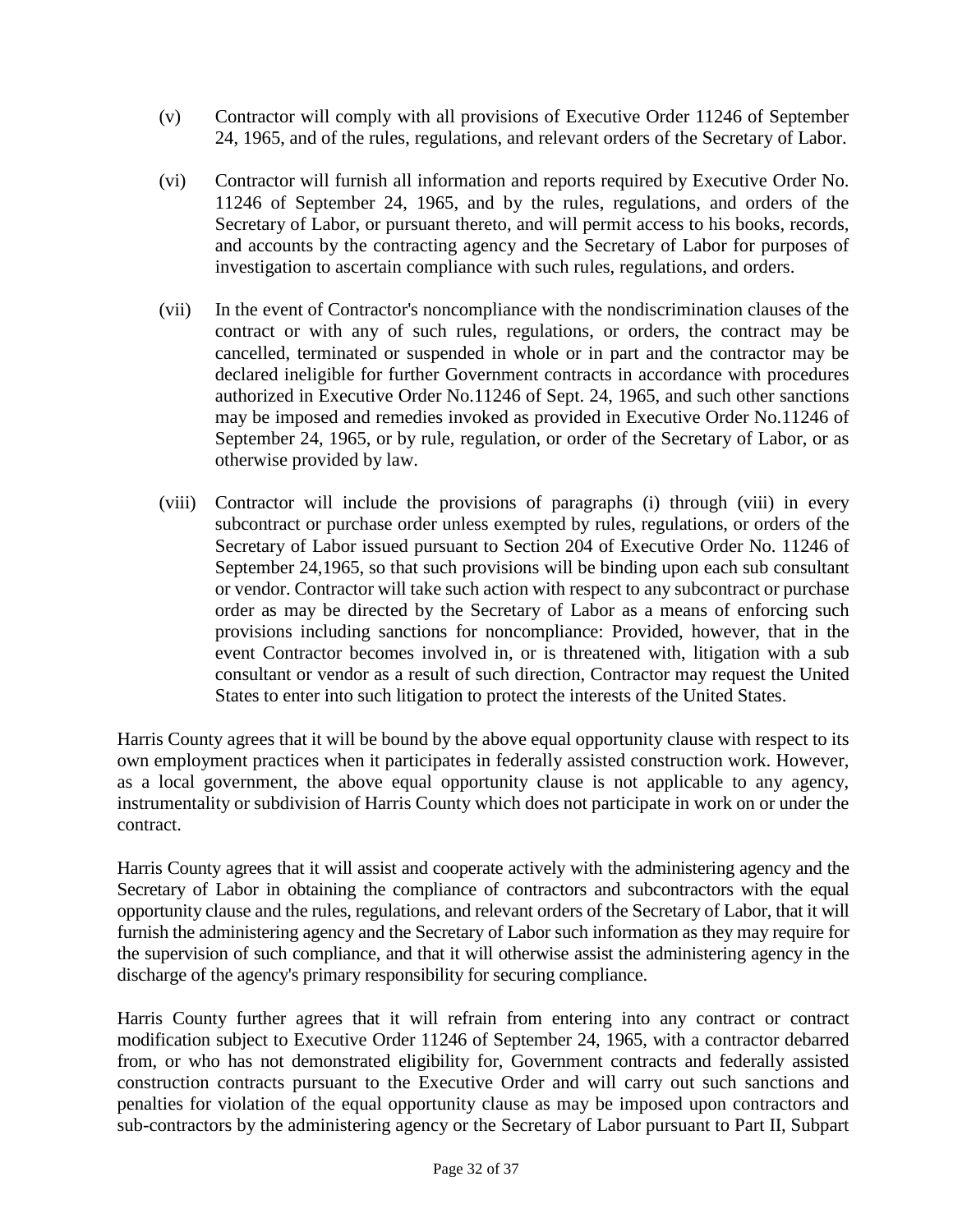(v) Contractor will comply with all provisions of Executive Order 11246 of September 24, 1965, and of the rules, regulations, and relevant orders of the Secretary of Labor.

(vi) Contractor will furnish all information and reports required by Executive Order No. 11246 of September 24, 1965, and by the rules, regulations, and orders of the Secretary of Labor, or pursuant thereto, and will permit access to his books, records, and accounts by the contracting agency and the Secretary of Labor for purposes of investigation to ascertain compliance with such rules, regulations, and orders.

(vii) In the event of Contractor's noncompliance with the nondiscrimination clauses of the contract or with any of such rules, regulations, or orders, the contract may be cancelled, terminated or suspended in whole or in part and the contractor may be declared ineligible for further Government contracts in accordance with procedures authorized in Executive Order No.11246 of Sept. 24, 1965, and such other sanctions may be imposed and remedies invoked as provided in Executive Order No.11246 of September 24, 1965, or by rule, regulation, or order of the Secretary of Labor, or as otherwise provided by law.

(viii) Contractor will include the provisions of paragraphs (i) through (viii) in every subcontract or purchase order unless exempted by rules, regulations, or orders of the Secretary of Labor issued pursuant to Section 204 of Executive Order No. 11246 of September 24,1965, so that such provisions will be binding upon each sub consultant or vendor. Contractor will take such action with respect to any subcontract or purchase order as may be directed by the Secretary of Labor as a means of enforcing such provisions including sanctions for noncompliance: Provided, however, that in the event Contractor becomes involved in, or is threatened with, litigation with a sub consultant or vendor as a result of such direction, Contractor may request the United States to enter into such litigation to protect the interests of the United States.

Harris County agrees that it will be bound by the above equal opportunity clause with respect to its own employment practices when it participates in federally assisted construction work. However, as a local government, the above equal opportunity clause is not applicable to any agency, instrumentality or subdivision of Harris County which does not participate in work on or under the contract.

Harris County agrees that it will assist and cooperate actively with the administering agency and the Secretary of Labor in obtaining the compliance of contractors and subcontractors with the equal opportunity clause and the rules, regulations, and relevant orders of the Secretary of Labor, that it will furnish the administering agency and the Secretary of Labor such information as they may require for the supervision of such compliance, and that it will otherwise assist the administering agency in the discharge of the agency's primary responsibility for securing compliance.

Harris County further agrees that it will refrain from entering into any contract or contract modification subject to Executive Order 11246 of September 24, 1965, with a contractor debarred from, or who has not demonstrated eligibility for, Government contracts and federally assisted construction contracts pursuant to the Executive Order and will carry out such sanctions and penalties for violation of the equal opportunity clause as may be imposed upon contractors and sub-contractors by the administering agency or the Secretary of Labor pursuant to Part II, Subpart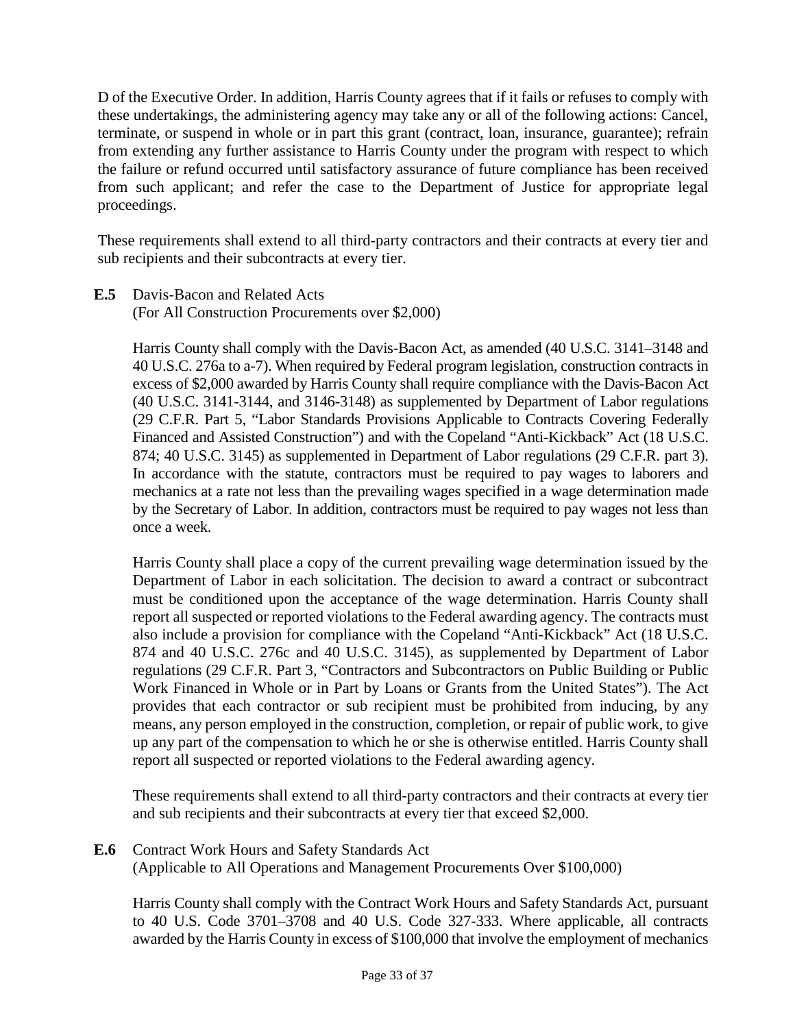D of the Executive Order. In addition, Harris County agrees that if it fails or refuses to comply with these undertakings, the administering agency may take any or all of the following actions: Cancel, terminate, or suspend in whole or in part this grant (contract, loan, insurance, guarantee); refrain from extending any further assistance to Harris County under the program with respect to which the failure or refund occurred until satisfactory assurance of future compliance has been received from such applicant; and refer the case to the Department of Justice for appropriate legal proceedings.

These requirements shall extend to all third-party contractors and their contracts at every tier and sub recipients and their subcontracts at every tier.

**E.5** Davis-Bacon and Related Acts
(For All Construction Procurements over $2,000)

Harris County shall comply with the Davis-Bacon Act, as amended (40 U.S.C. 3141–3148 and 40 U.S.C. 276a to a-7). When required by Federal program legislation, construction contracts in excess of $2,000 awarded by Harris County shall require compliance with the Davis-Bacon Act (40 U.S.C. 3141-3144, and 3146-3148) as supplemented by Department of Labor regulations (29 C.F.R. Part 5, "Labor Standards Provisions Applicable to Contracts Covering Federally Financed and Assisted Construction") and with the Copeland "Anti-Kickback" Act (18 U.S.C. 874; 40 U.S.C. 3145) as supplemented in Department of Labor regulations (29 C.F.R. part 3). In accordance with the statute, contractors must be required to pay wages to laborers and mechanics at a rate not less than the prevailing wages specified in a wage determination made by the Secretary of Labor. In addition, contractors must be required to pay wages not less than once a week.

Harris County shall place a copy of the current prevailing wage determination issued by the Department of Labor in each solicitation. The decision to award a contract or subcontract must be conditioned upon the acceptance of the wage determination. Harris County shall report all suspected or reported violations to the Federal awarding agency. The contracts must also include a provision for compliance with the Copeland "Anti-Kickback" Act (18 U.S.C. 874 and 40 U.S.C. 276c and 40 U.S.C. 3145), as supplemented by Department of Labor regulations (29 C.F.R. Part 3, "Contractors and Subcontractors on Public Building or Public Work Financed in Whole or in Part by Loans or Grants from the United States"). The Act provides that each contractor or sub recipient must be prohibited from inducing, by any means, any person employed in the construction, completion, or repair of public work, to give up any part of the compensation to which he or she is otherwise entitled. Harris County shall report all suspected or reported violations to the Federal awarding agency.

These requirements shall extend to all third-party contractors and their contracts at every tier and sub recipients and their subcontracts at every tier that exceed $2,000.

**E.6** Contract Work Hours and Safety Standards Act
(Applicable to All Operations and Management Procurements Over $100,000)

Harris County shall comply with the Contract Work Hours and Safety Standards Act, pursuant to 40 U.S. Code 3701–3708 and 40 U.S. Code 327-333. Where applicable, all contracts awarded by the Harris County in excess of $100,000 that involve the employment of mechanics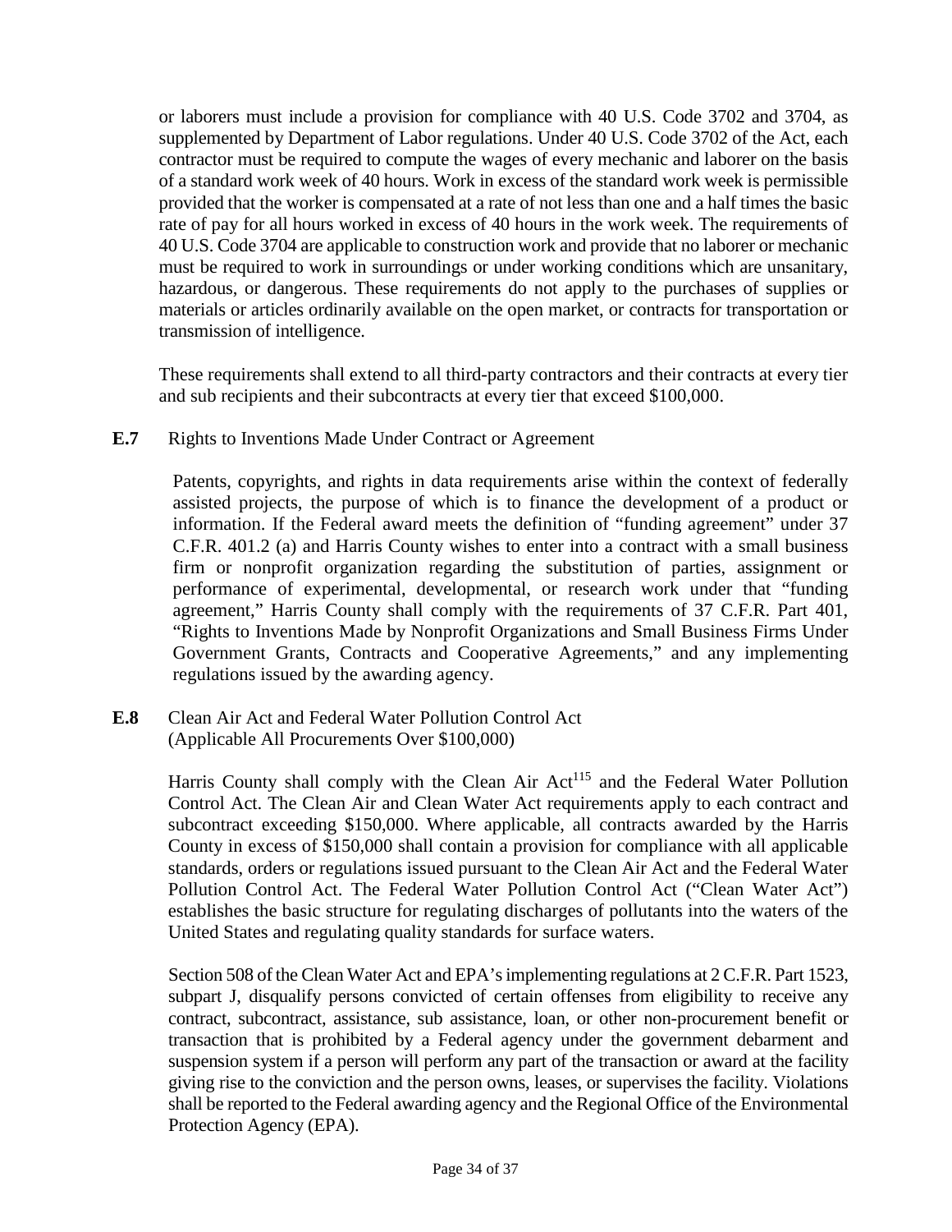or laborers must include a provision for compliance with 40 U.S. Code 3702 and 3704, as supplemented by Department of Labor regulations. Under 40 U.S. Code 3702 of the Act, each contractor must be required to compute the wages of every mechanic and laborer on the basis of a standard work week of 40 hours. Work in excess of the standard work week is permissible provided that the worker is compensated at a rate of not less than one and a half times the basic rate of pay for all hours worked in excess of 40 hours in the work week. The requirements of 40 U.S. Code 3704 are applicable to construction work and provide that no laborer or mechanic must be required to work in surroundings or under working conditions which are unsanitary, hazardous, or dangerous. These requirements do not apply to the purchases of supplies or materials or articles ordinarily available on the open market, or contracts for transportation or transmission of intelligence.

These requirements shall extend to all third-party contractors and their contracts at every tier and sub recipients and their subcontracts at every tier that exceed $100,000.

**E.7** Rights to Inventions Made Under Contract or Agreement

Patents, copyrights, and rights in data requirements arise within the context of federally assisted projects, the purpose of which is to finance the development of a product or information. If the Federal award meets the definition of "funding agreement" under 37 C.F.R. 401.2 (a) and Harris County wishes to enter into a contract with a small business firm or nonprofit organization regarding the substitution of parties, assignment or performance of experimental, developmental, or research work under that "funding agreement," Harris County shall comply with the requirements of 37 C.F.R. Part 401, "Rights to Inventions Made by Nonprofit Organizations and Small Business Firms Under Government Grants, Contracts and Cooperative Agreements," and any implementing regulations issued by the awarding agency.

**E.8** Clean Air Act and Federal Water Pollution Control Act (Applicable All Procurements Over $100,000)

Harris County shall comply with the Clean Air Act[115] and the Federal Water Pollution Control Act. The Clean Air and Clean Water Act requirements apply to each contract and subcontract exceeding $150,000. Where applicable, all contracts awarded by the Harris County in excess of $150,000 shall contain a provision for compliance with all applicable standards, orders or regulations issued pursuant to the Clean Air Act and the Federal Water Pollution Control Act. The Federal Water Pollution Control Act ("Clean Water Act") establishes the basic structure for regulating discharges of pollutants into the waters of the United States and regulating quality standards for surface waters.

Section 508 of the Clean Water Act and EPA's implementing regulations at 2 C.F.R. Part 1523, subpart J, disqualify persons convicted of certain offenses from eligibility to receive any contract, subcontract, assistance, sub assistance, loan, or other non-procurement benefit or transaction that is prohibited by a Federal agency under the government debarment and suspension system if a person will perform any part of the transaction or award at the facility giving rise to the conviction and the person owns, leases, or supervises the facility. Violations shall be reported to the Federal awarding agency and the Regional Office of the Environmental Protection Agency (EPA).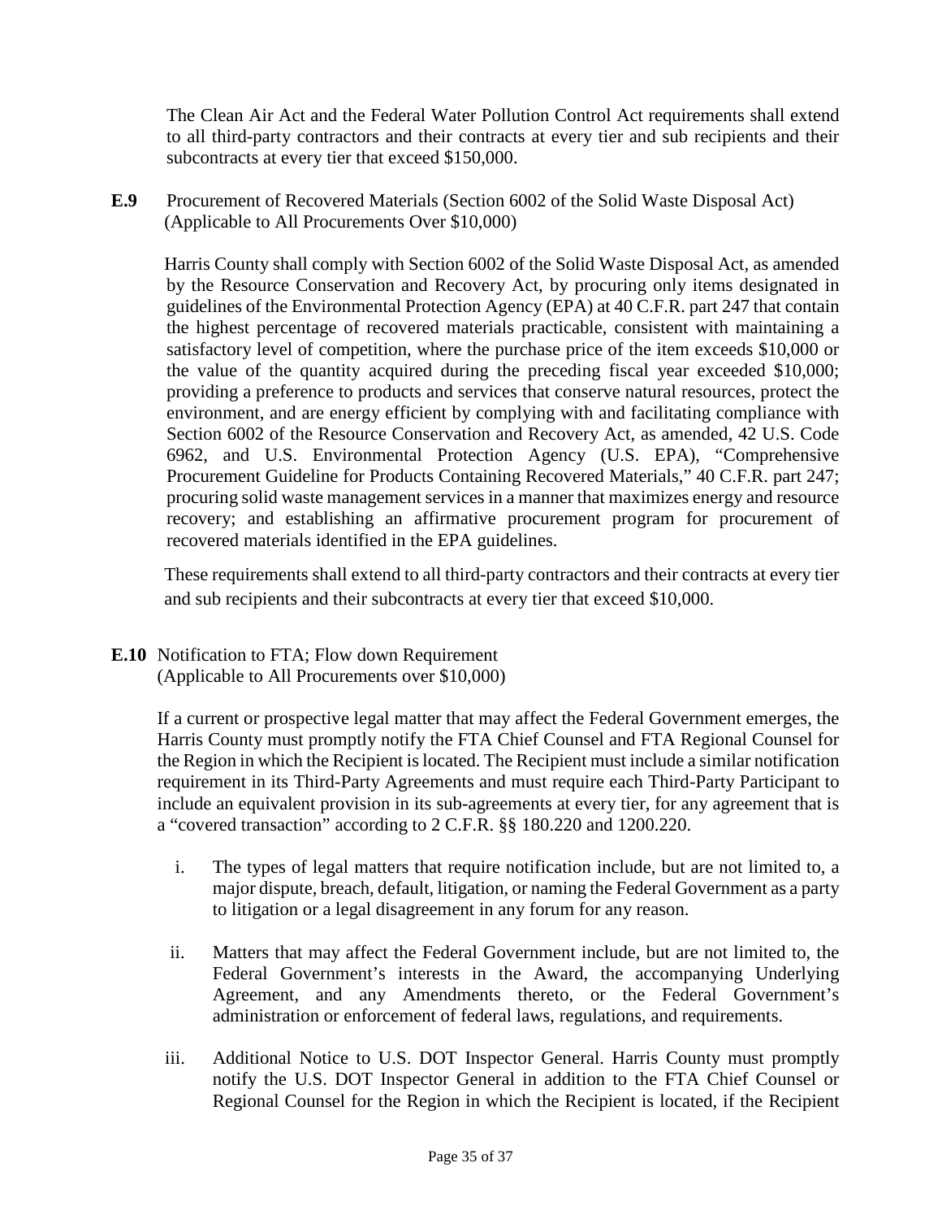The Clean Air Act and the Federal Water Pollution Control Act requirements shall extend to all third-party contractors and their contracts at every tier and sub recipients and their subcontracts at every tier that exceed $150,000.

**E.9** Procurement of Recovered Materials (Section 6002 of the Solid Waste Disposal Act) (Applicable to All Procurements Over $10,000)

Harris County shall comply with Section 6002 of the Solid Waste Disposal Act, as amended by the Resource Conservation and Recovery Act, by procuring only items designated in guidelines of the Environmental Protection Agency (EPA) at 40 C.F.R. part 247 that contain the highest percentage of recovered materials practicable, consistent with maintaining a satisfactory level of competition, where the purchase price of the item exceeds $10,000 or the value of the quantity acquired during the preceding fiscal year exceeded $10,000; providing a preference to products and services that conserve natural resources, protect the environment, and are energy efficient by complying with and facilitating compliance with Section 6002 of the Resource Conservation and Recovery Act, as amended, 42 U.S. Code 6962, and U.S. Environmental Protection Agency (U.S. EPA), "Comprehensive Procurement Guideline for Products Containing Recovered Materials," 40 C.F.R. part 247; procuring solid waste management services in a manner that maximizes energy and resource recovery; and establishing an affirmative procurement program for procurement of recovered materials identified in the EPA guidelines.

These requirements shall extend to all third-party contractors and their contracts at every tier and sub recipients and their subcontracts at every tier that exceed $10,000.

**E.10** Notification to FTA; Flow down Requirement (Applicable to All Procurements over $10,000)

If a current or prospective legal matter that may affect the Federal Government emerges, the Harris County must promptly notify the FTA Chief Counsel and FTA Regional Counsel for the Region in which the Recipient is located. The Recipient must include a similar notification requirement in its Third-Party Agreements and must require each Third-Party Participant to include an equivalent provision in its sub-agreements at every tier, for any agreement that is a "covered transaction" according to 2 C.F.R. §§ 180.220 and 1200.220.

i. The types of legal matters that require notification include, but are not limited to, a major dispute, breach, default, litigation, or naming the Federal Government as a party to litigation or a legal disagreement in any forum for any reason.

ii. Matters that may affect the Federal Government include, but are not limited to, the Federal Government's interests in the Award, the accompanying Underlying Agreement, and any Amendments thereto, or the Federal Government's administration or enforcement of federal laws, regulations, and requirements.

iii. Additional Notice to U.S. DOT Inspector General. Harris County must promptly notify the U.S. DOT Inspector General in addition to the FTA Chief Counsel or Regional Counsel for the Region in which the Recipient is located, if the Recipient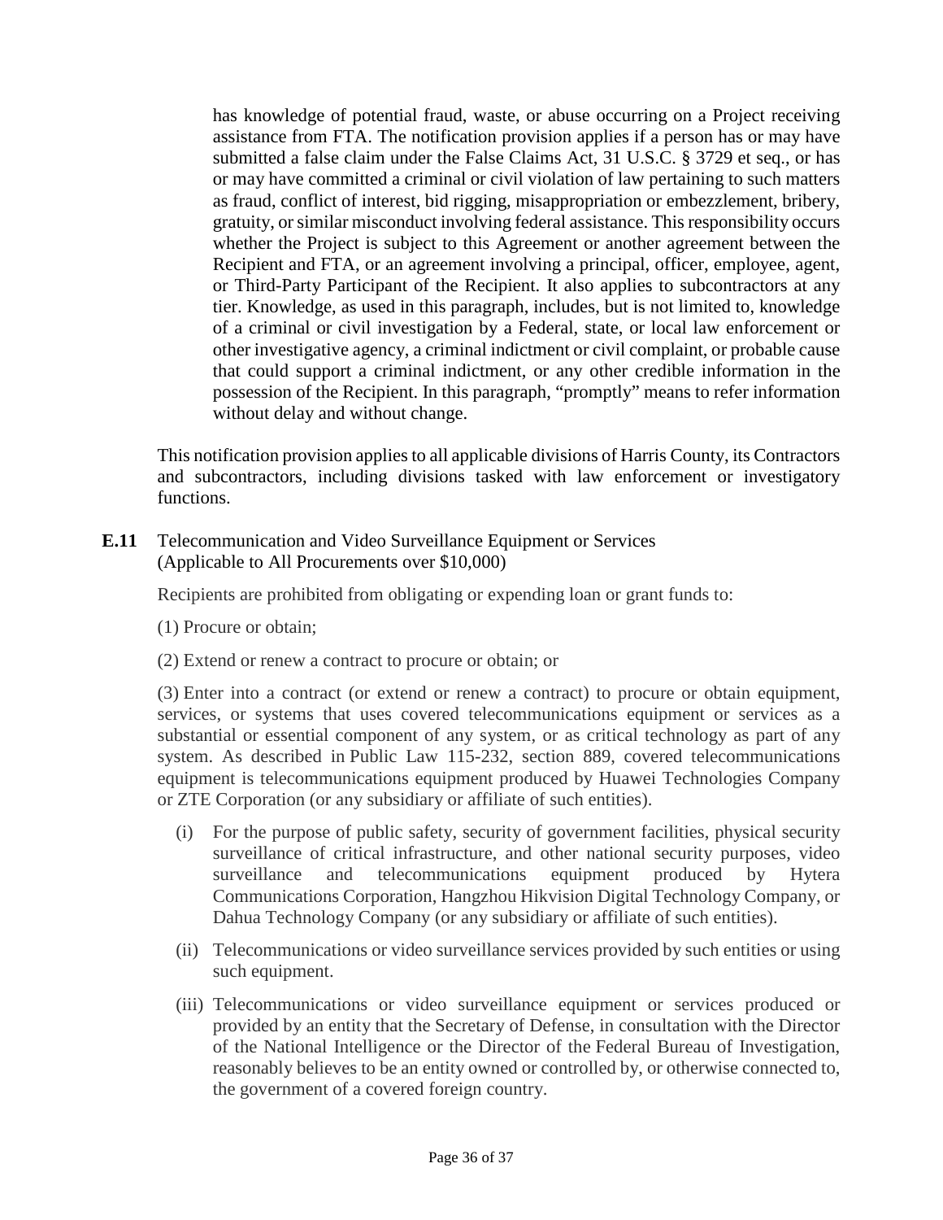has knowledge of potential fraud, waste, or abuse occurring on a Project receiving assistance from FTA. The notification provision applies if a person has or may have submitted a false claim under the False Claims Act, 31 U.S.C. § 3729 et seq., or has or may have committed a criminal or civil violation of law pertaining to such matters as fraud, conflict of interest, bid rigging, misappropriation or embezzlement, bribery, gratuity, or similar misconduct involving federal assistance. This responsibility occurs whether the Project is subject to this Agreement or another agreement between the Recipient and FTA, or an agreement involving a principal, officer, employee, agent, or Third-Party Participant of the Recipient. It also applies to subcontractors at any tier. Knowledge, as used in this paragraph, includes, but is not limited to, knowledge of a criminal or civil investigation by a Federal, state, or local law enforcement or other investigative agency, a criminal indictment or civil complaint, or probable cause that could support a criminal indictment, or any other credible information in the possession of the Recipient. In this paragraph, "promptly" means to refer information without delay and without change.

This notification provision applies to all applicable divisions of Harris County, its Contractors and subcontractors, including divisions tasked with law enforcement or investigatory functions.

**E.11** Telecommunication and Video Surveillance Equipment or Services (Applicable to All Procurements over $10,000)

Recipients are prohibited from obligating or expending loan or grant funds to:

(1) Procure or obtain;

(2) Extend or renew a contract to procure or obtain; or

(3) Enter into a contract (or extend or renew a contract) to procure or obtain equipment, services, or systems that uses covered telecommunications equipment or services as a substantial or essential component of any system, or as critical technology as part of any system. As described in Public Law 115-232, section 889, covered telecommunications equipment is telecommunications equipment produced by Huawei Technologies Company or ZTE Corporation (or any subsidiary or affiliate of such entities).

(i) For the purpose of public safety, security of government facilities, physical security surveillance of critical infrastructure, and other national security purposes, video surveillance and telecommunications equipment produced by Hytera Communications Corporation, Hangzhou Hikvision Digital Technology Company, or Dahua Technology Company (or any subsidiary or affiliate of such entities).

(ii) Telecommunications or video surveillance services provided by such entities or using such equipment.

(iii) Telecommunications or video surveillance equipment or services produced or provided by an entity that the Secretary of Defense, in consultation with the Director of the National Intelligence or the Director of the Federal Bureau of Investigation, reasonably believes to be an entity owned or controlled by, or otherwise connected to, the government of a covered foreign country.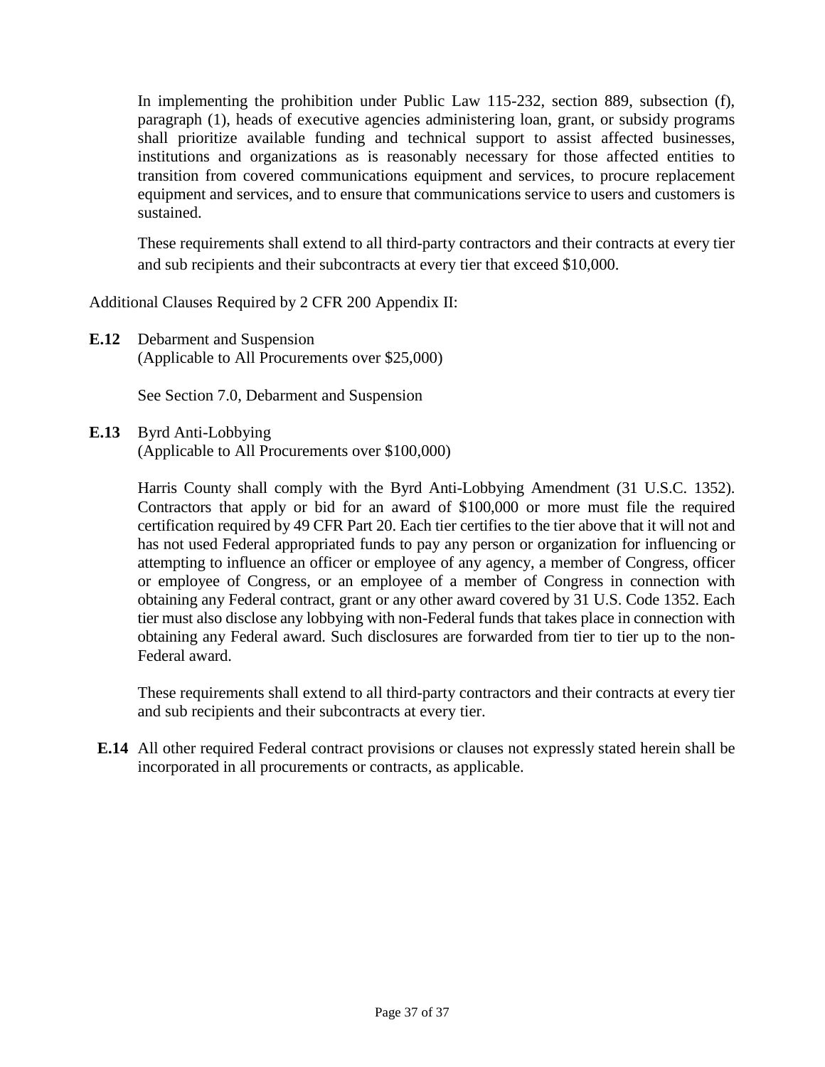In implementing the prohibition under Public Law 115-232, section 889, subsection (f), paragraph (1), heads of executive agencies administering loan, grant, or subsidy programs shall prioritize available funding and technical support to assist affected businesses, institutions and organizations as is reasonably necessary for those affected entities to transition from covered communications equipment and services, to procure replacement equipment and services, and to ensure that communications service to users and customers is sustained.

These requirements shall extend to all third-party contractors and their contracts at every tier and sub recipients and their subcontracts at every tier that exceed $10,000.

Additional Clauses Required by 2 CFR 200 Appendix II:

**E.12** Debarment and Suspension
(Applicable to All Procurements over $25,000)

See Section 7.0, Debarment and Suspension

**E.13** Byrd Anti-Lobbying
(Applicable to All Procurements over $100,000)

Harris County shall comply with the Byrd Anti-Lobbying Amendment (31 U.S.C. 1352). Contractors that apply or bid for an award of $100,000 or more must file the required certification required by 49 CFR Part 20. Each tier certifies to the tier above that it will not and has not used Federal appropriated funds to pay any person or organization for influencing or attempting to influence an officer or employee of any agency, a member of Congress, officer or employee of Congress, or an employee of a member of Congress in connection with obtaining any Federal contract, grant or any other award covered by 31 U.S. Code 1352. Each tier must also disclose any lobbying with non-Federal funds that takes place in connection with obtaining any Federal award. Such disclosures are forwarded from tier to tier up to the non-Federal award.

These requirements shall extend to all third-party contractors and their contracts at every tier and sub recipients and their subcontracts at every tier.

**E.14** All other required Federal contract provisions or clauses not expressly stated herein shall be incorporated in all procurements or contracts, as applicable.